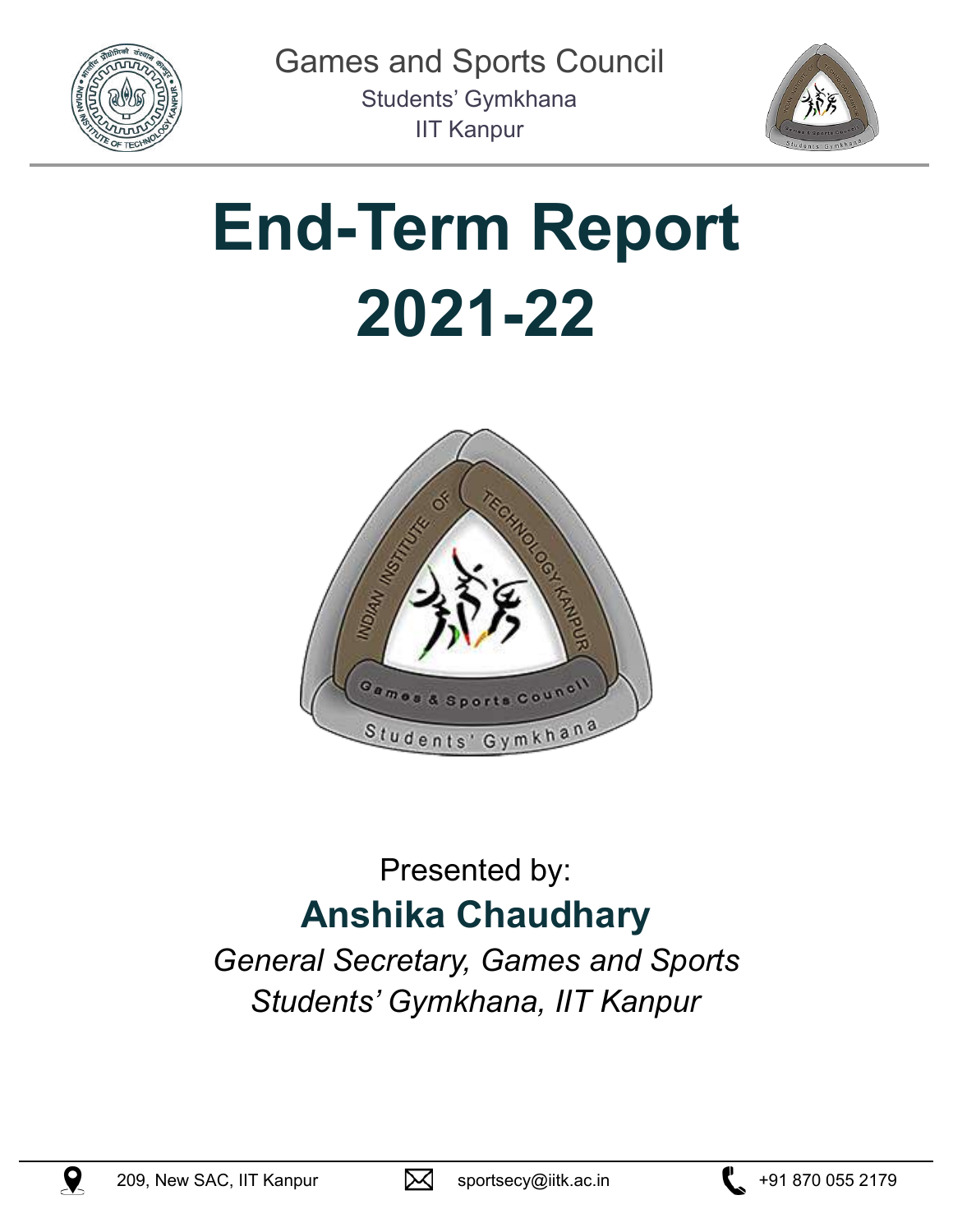Games and Sports Council

Students' Gymkhana

IIT Kanpur

# End-Term Report 2021-22

Presented by:

## Anshika Chaudhary

*General Secretary, Games and Sports*

*Students' Gymkhana, IIT Kanpur*

209, New SAC, IIT Kanpur sportsecy@iitk.ac.in +91 870 055 2179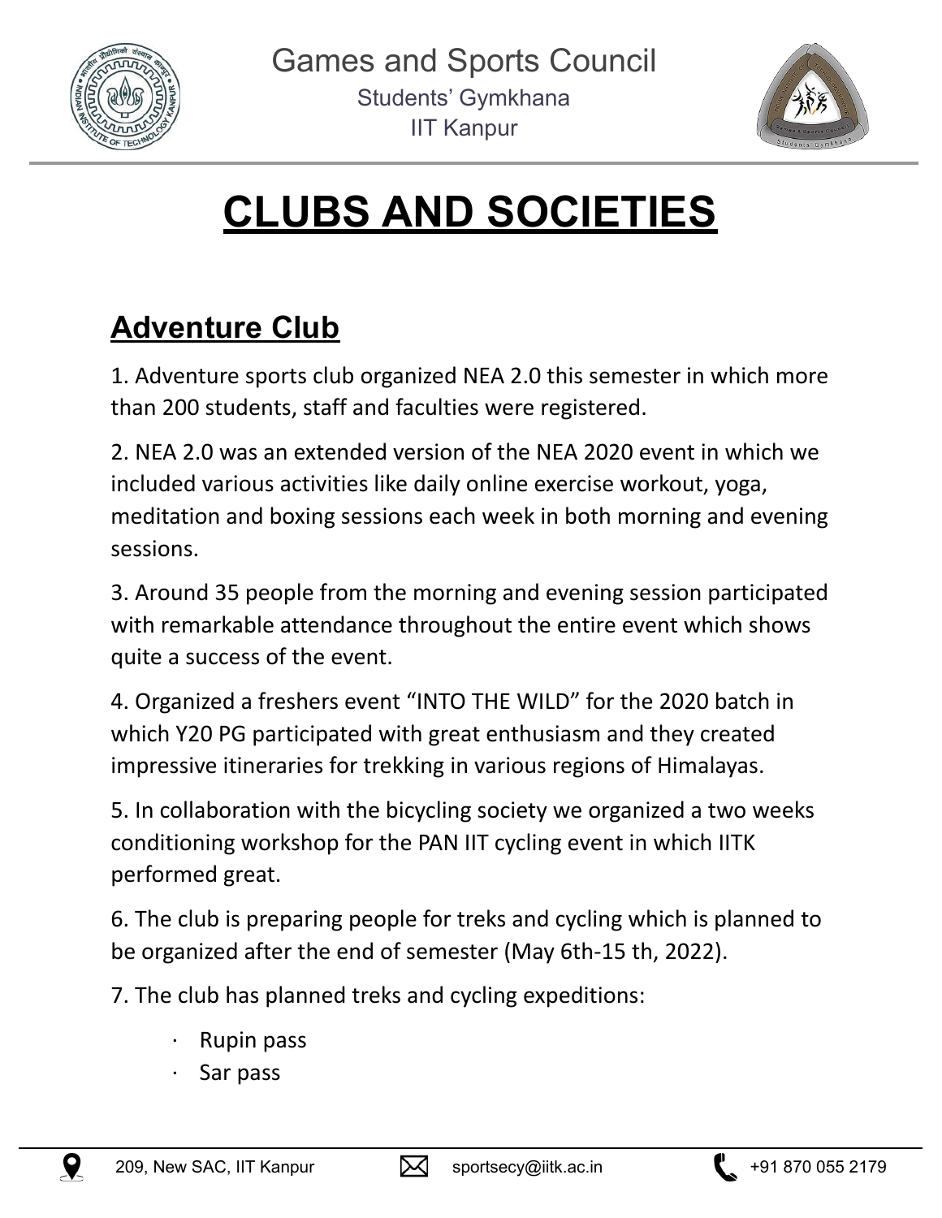# CLUBS AND SOCIETIES

## Adventure Club

1. Adventure sports club organized NEA 2.0 this semester in which more than 200 students, staff and faculties were registered.

2. NEA 2.0 was an extended version of the NEA 2020 event in which we included various activities like daily online exercise workout, yoga, meditation and boxing sessions each week in both morning and evening sessions.

3. Around 35 people from the morning and evening session participated with remarkable attendance throughout the entire event which shows quite a success of the event.

4. Organized a freshers event "INTO THE WILD" for the 2020 batch in which Y20 PG participated with great enthusiasm and they created impressive itineraries for trekking in various regions of Himalayas.

5. In collaboration with the bicycling society we organized a two weeks conditioning workshop for the PAN IIT cycling event in which IITK performed great.

6. The club is preparing people for treks and cycling which is planned to be organized after the end of semester (May 6th-15 th, 2022).

7. The club has planned treks and cycling expeditions:

- Rupin pass
- Sar pass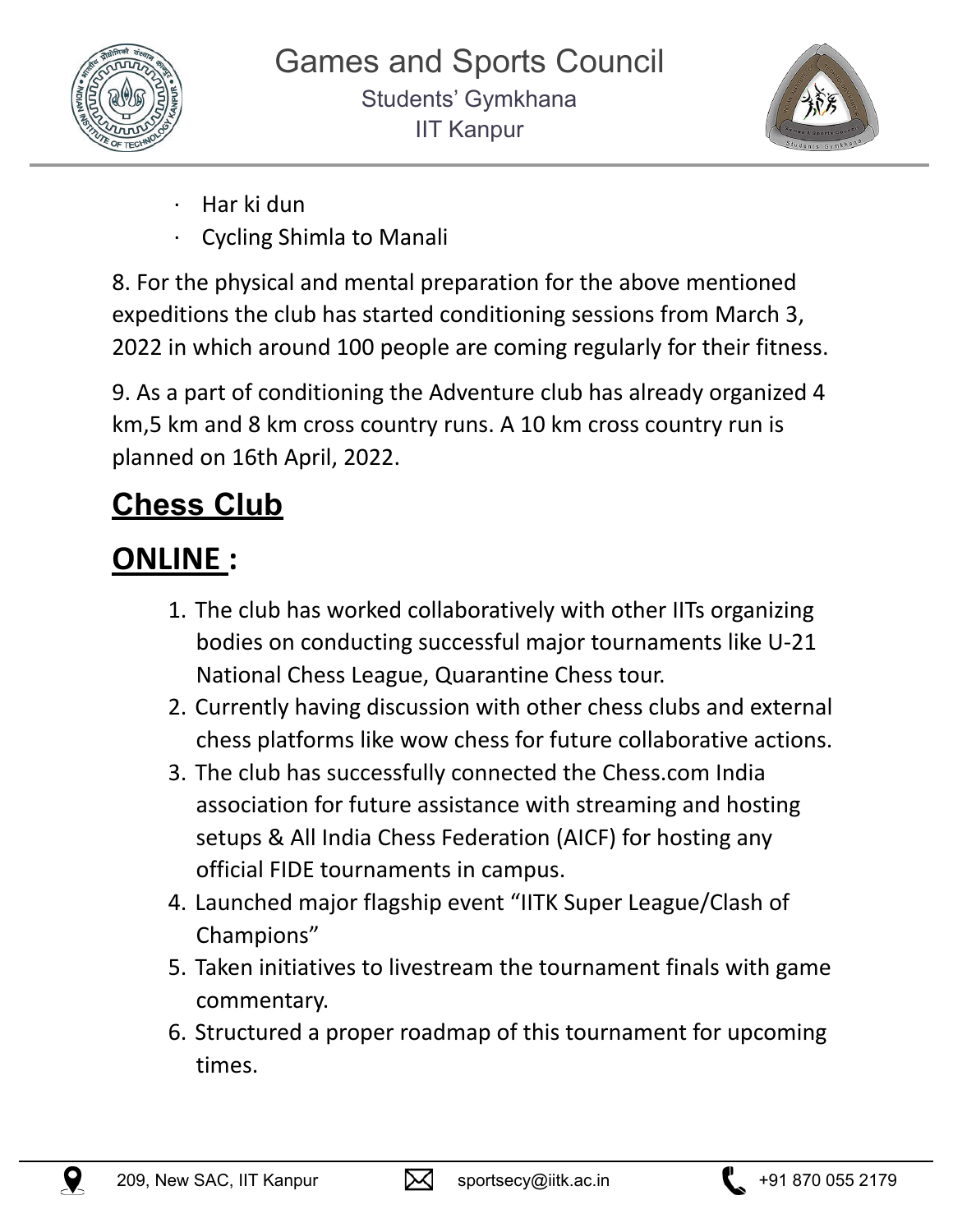- Har ki dun
- Cycling Shimla to Manali

8. For the physical and mental preparation for the above mentioned expeditions the club has started conditioning sessions from March 3, 2022 in which around 100 people are coming regularly for their fitness.

9. As a part of conditioning the Adventure club has already organized 4 km,5 km and 8 km cross country runs. A 10 km cross country run is planned on 16th April, 2022.

## Chess Club

## ONLINE :

1. The club has worked collaboratively with other IITs organizing bodies on conducting successful major tournaments like U-21 National Chess League, Quarantine Chess tour.
2. Currently having discussion with other chess clubs and external chess platforms like wow chess for future collaborative actions.
3. The club has successfully connected the Chess.com India association for future assistance with streaming and hosting setups & All India Chess Federation (AICF) for hosting any official FIDE tournaments in campus.
4. Launched major flagship event “IITK Super League/Clash of Champions”
5. Taken initiatives to livestream the tournament finals with game commentary.
6. Structured a proper roadmap of this tournament for upcoming times.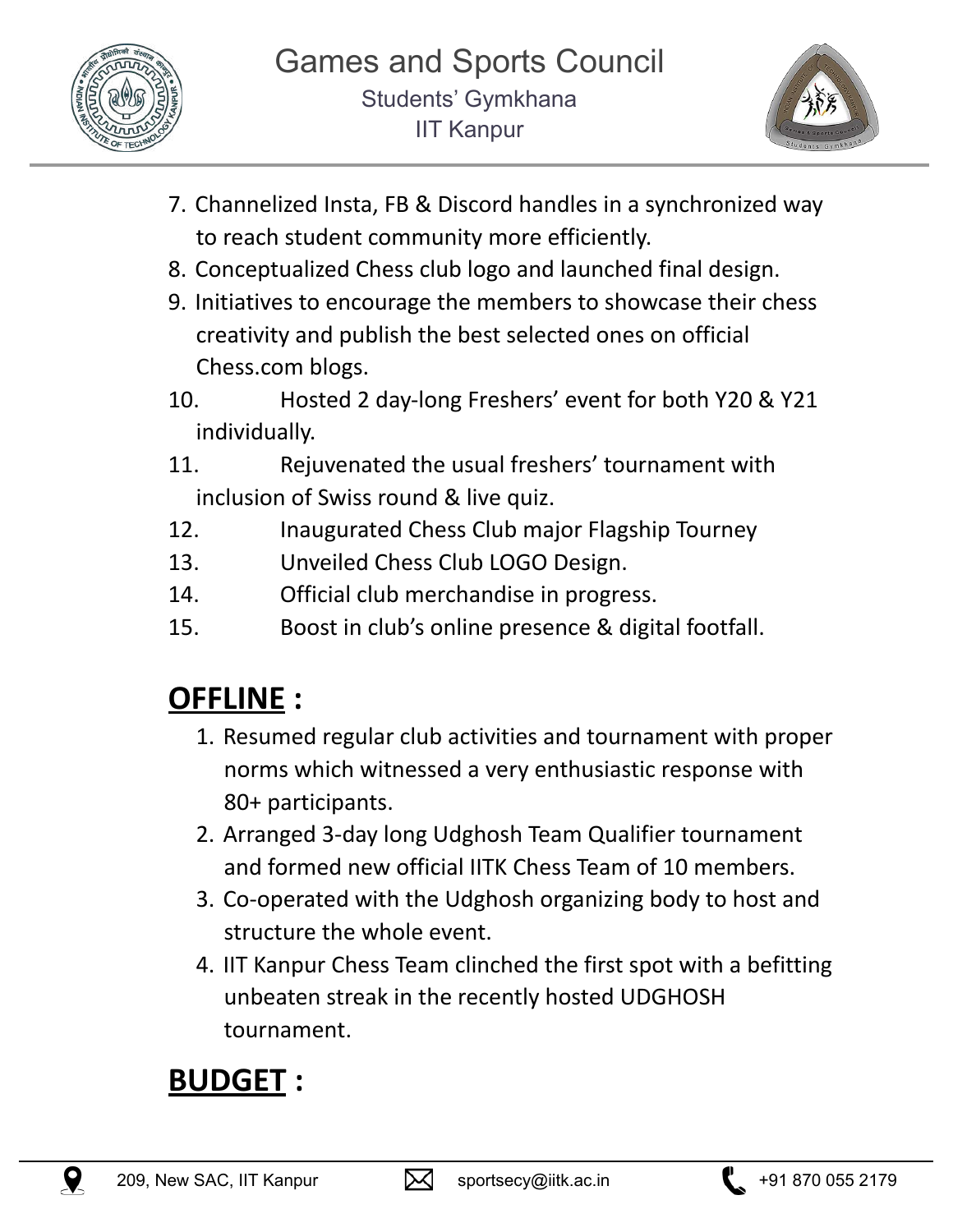7. Channelized Insta, FB & Discord handles in a synchronized way to reach student community more efficiently.
8. Conceptualized Chess club logo and launched final design.
9. Initiatives to encourage the members to showcase their chess creativity and publish the best selected ones on official Chess.com blogs.
10. Hosted 2 day-long Freshers' event for both Y20 & Y21 individually.
11. Rejuvenated the usual freshers' tournament with inclusion of Swiss round & live quiz.
12. Inaugurated Chess Club major Flagship Tourney
13. Unveiled Chess Club LOGO Design.
14. Official club merchandise in progress.
15. Boost in club's online presence & digital footfall.

## **OFFLINE :**

1. Resumed regular club activities and tournament with proper norms which witnessed a very enthusiastic response with 80+ participants.
2. Arranged 3-day long Udghosh Team Qualifier tournament and formed new official IITK Chess Team of 10 members.
3. Co-operated with the Udghosh organizing body to host and structure the whole event.
4. IIT Kanpur Chess Team clinched the first spot with a befitting unbeaten streak in the recently hosted UDGHOSH tournament.

## **BUDGET :**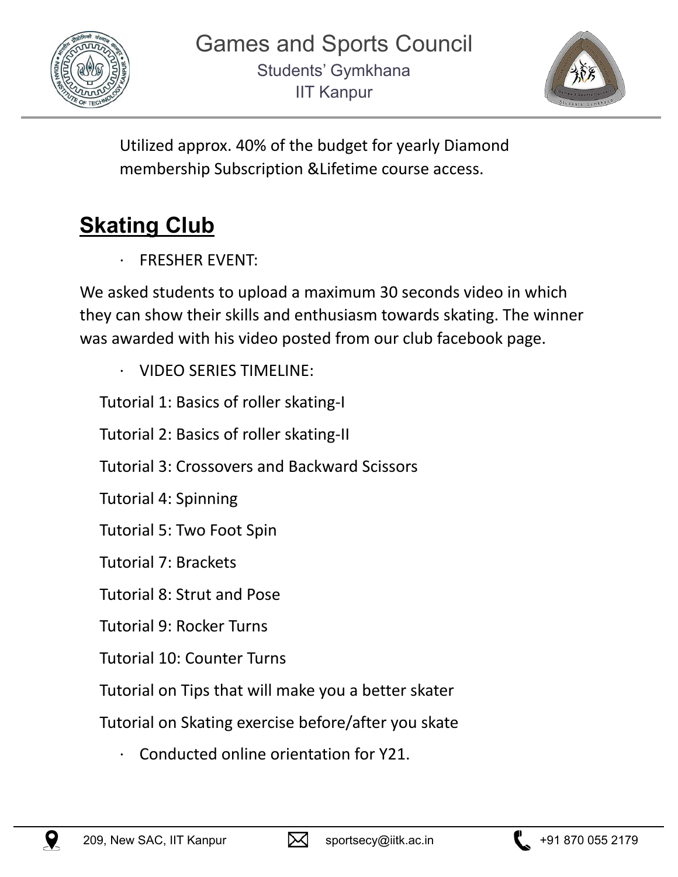Utilized approx. 40% of the budget for yearly Diamond membership Subscription &Lifetime course access.

## Skating Club

- FRESHER EVENT:

We asked students to upload a maximum 30 seconds video in which they can show their skills and enthusiasm towards skating. The winner was awarded with his video posted from our club facebook page.

- VIDEO SERIES TIMELINE:

Tutorial 1: Basics of roller skating-I

Tutorial 2: Basics of roller skating-II

Tutorial 3: Crossovers and Backward Scissors

Tutorial 4: Spinning

Tutorial 5: Two Foot Spin

Tutorial 7: Brackets

Tutorial 8: Strut and Pose

Tutorial 9: Rocker Turns

Tutorial 10: Counter Turns

Tutorial on Tips that will make you a better skater

Tutorial on Skating exercise before/after you skate

- Conducted online orientation for Y21.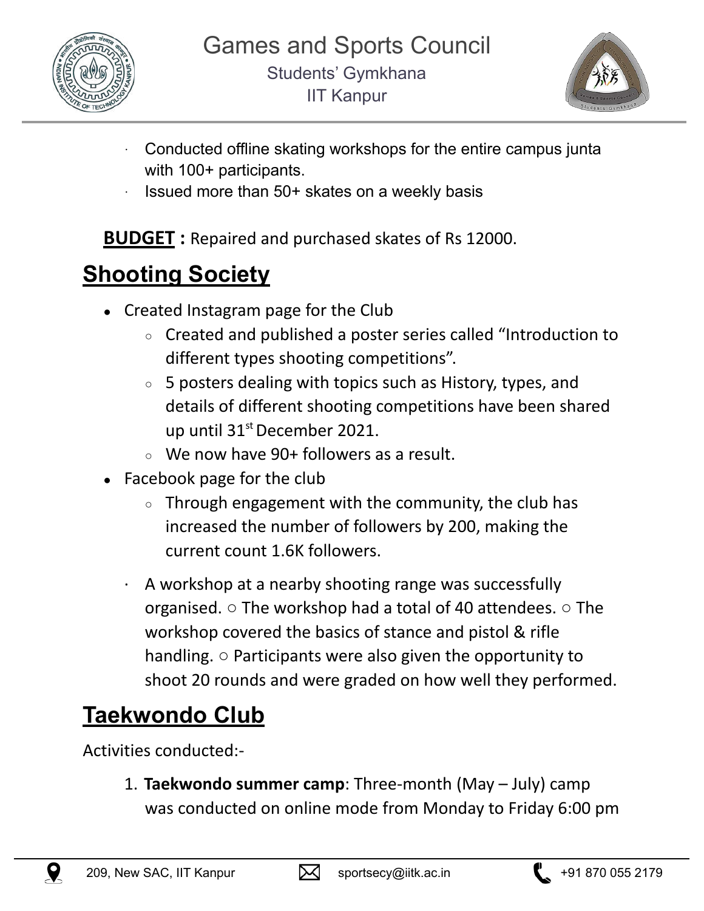- Conducted offline skating workshops for the entire campus junta with 100+ participants.
- Issued more than 50+ skates on a weekly basis

**BUDGET :** Repaired and purchased skates of Rs 12000.

## Shooting Society

- Created Instagram page for the Club
  - Created and published a poster series called "Introduction to different types shooting competitions".
  - 5 posters dealing with topics such as History, types, and details of different shooting competitions have been shared up until 31st December 2021.
  - We now have 90+ followers as a result.
- Facebook page for the club
  - Through engagement with the community, the club has increased the number of followers by 200, making the current count 1.6K followers.
- A workshop at a nearby shooting range was successfully organised. ○ The workshop had a total of 40 attendees. ○ The workshop covered the basics of stance and pistol & rifle handling. ○ Participants were also given the opportunity to shoot 20 rounds and were graded on how well they performed.

## Taekwondo Club

Activities conducted:-

1. **Taekwondo summer camp**: Three-month (May – July) camp was conducted on online mode from Monday to Friday 6:00 pm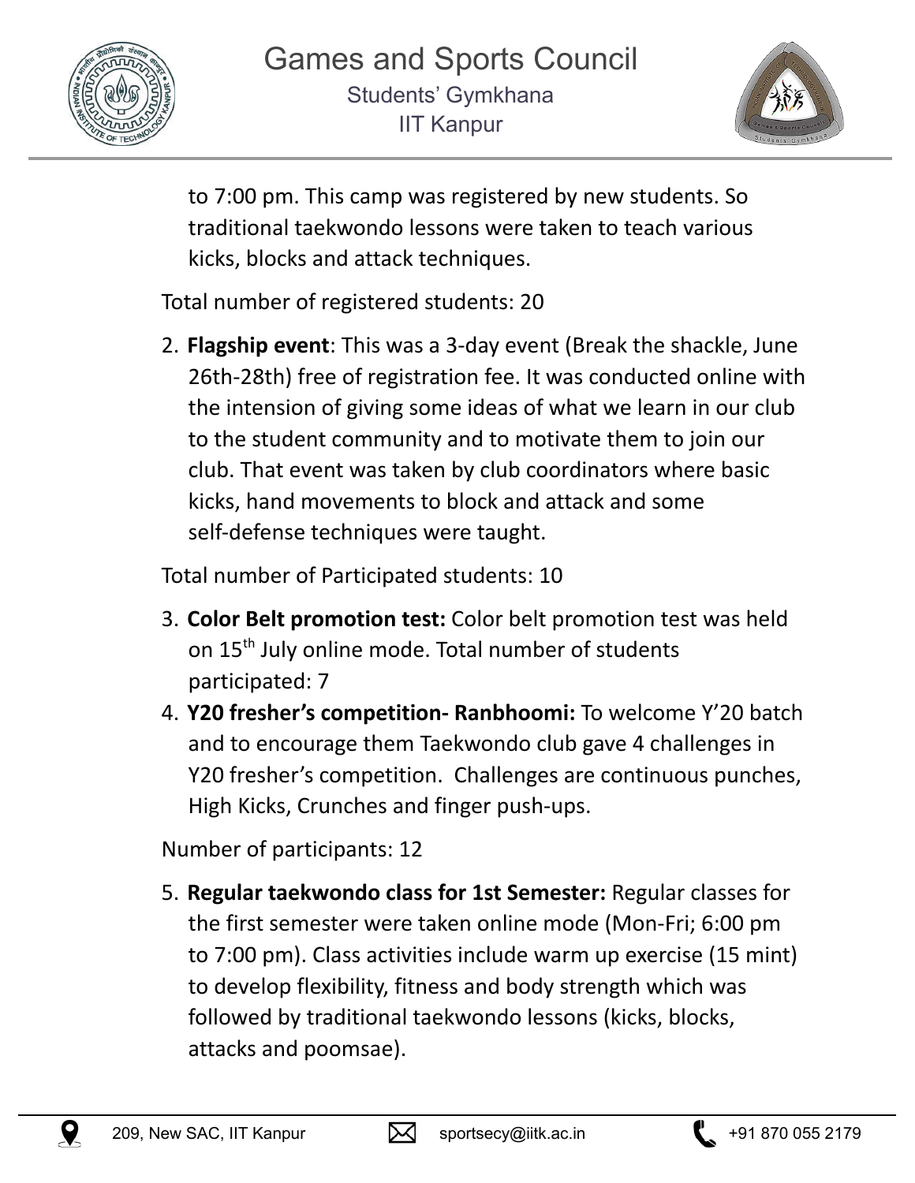to 7:00 pm. This camp was registered by new students. So traditional taekwondo lessons were taken to teach various kicks, blocks and attack techniques.

Total number of registered students: 20

2. **Flagship event**: This was a 3-day event (Break the shackle, June 26th-28th) free of registration fee. It was conducted online with the intension of giving some ideas of what we learn in our club to the student community and to motivate them to join our club. That event was taken by club coordinators where basic kicks, hand movements to block and attack and some self-defense techniques were taught.

Total number of Participated students: 10

3. **Color Belt promotion test:** Color belt promotion test was held on 15th July online mode. Total number of students participated: 7
4. **Y20 fresher's competition- Ranbhoomi:** To welcome Y'20 batch and to encourage them Taekwondo club gave 4 challenges in Y20 fresher's competition. Challenges are continuous punches, High Kicks, Crunches and finger push-ups.

Number of participants: 12

5. **Regular taekwondo class for 1st Semester:** Regular classes for the first semester were taken online mode (Mon-Fri; 6:00 pm to 7:00 pm). Class activities include warm up exercise (15 mint) to develop flexibility, fitness and body strength which was followed by traditional taekwondo lessons (kicks, blocks, attacks and poomsae).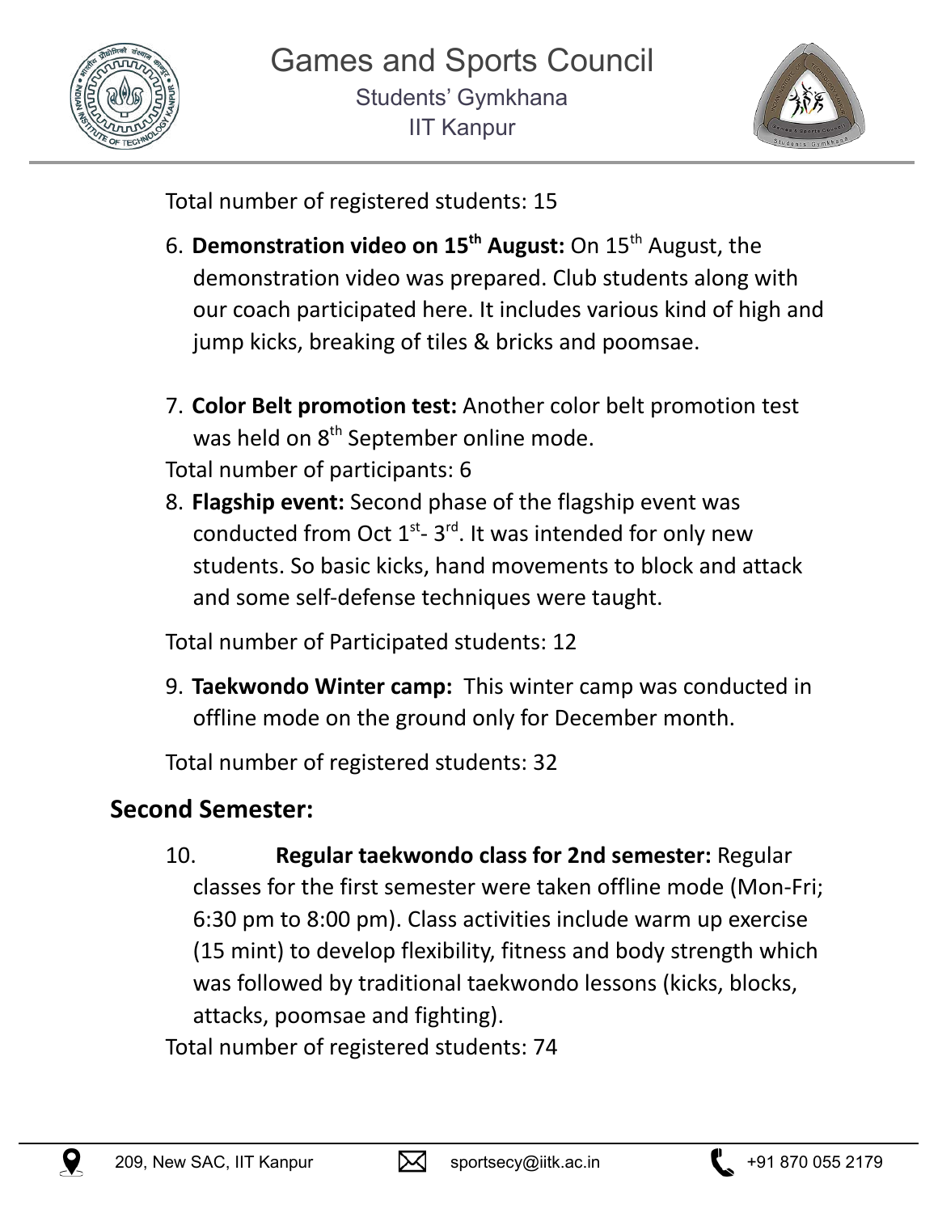Total number of registered students: 15

6. **Demonstration video on 15th August:** On 15th August, the demonstration video was prepared. Club students along with our coach participated here. It includes various kind of high and jump kicks, breaking of tiles & bricks and poomsae.

7. **Color Belt promotion test:** Another color belt promotion test was held on 8th September online mode.

Total number of participants: 6

8. **Flagship event:** Second phase of the flagship event was conducted from Oct 1st- 3rd. It was intended for only new students. So basic kicks, hand movements to block and attack and some self-defense techniques were taught.

Total number of Participated students: 12

9. **Taekwondo Winter camp:** This winter camp was conducted in offline mode on the ground only for December month.

Total number of registered students: 32

## Second Semester:

10. **Regular taekwondo class for 2nd semester:** Regular classes for the first semester were taken offline mode (Mon-Fri; 6:30 pm to 8:00 pm). Class activities include warm up exercise (15 mint) to develop flexibility, fitness and body strength which was followed by traditional taekwondo lessons (kicks, blocks, attacks, poomsae and fighting).

Total number of registered students: 74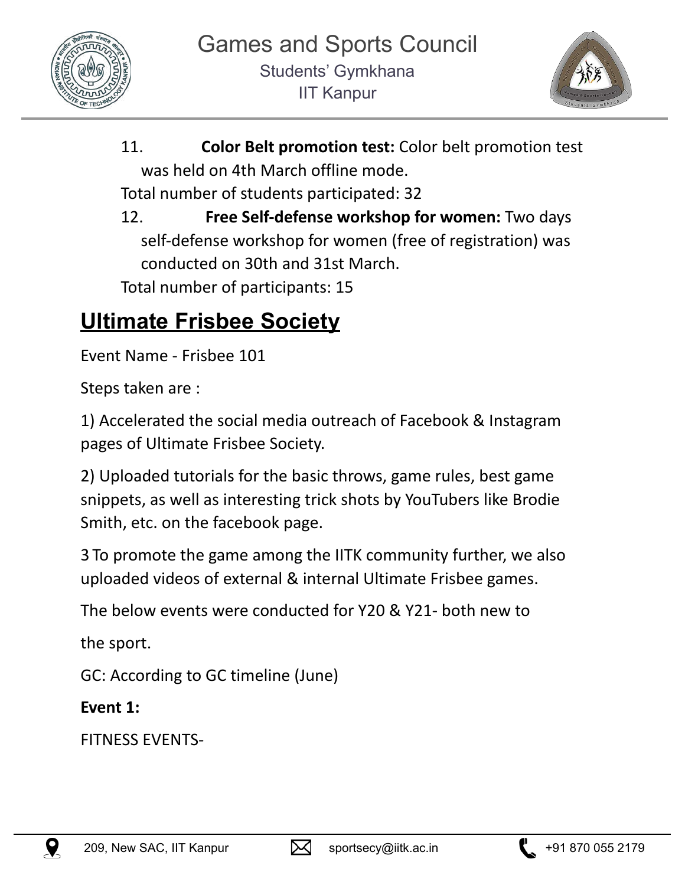11. **Color Belt promotion test:** Color belt promotion test was held on 4th March offline mode.

Total number of students participated: 32

12. **Free Self-defense workshop for women:** Two days self-defense workshop for women (free of registration) was conducted on 30th and 31st March.

Total number of participants: 15

## Ultimate Frisbee Society

Event Name - Frisbee 101

Steps taken are :

1) Accelerated the social media outreach of Facebook & Instagram pages of Ultimate Frisbee Society.

2) Uploaded tutorials for the basic throws, game rules, best game snippets, as well as interesting trick shots by YouTubers like Brodie Smith, etc. on the facebook page.

3 To promote the game among the IITK community further, we also uploaded videos of external & internal Ultimate Frisbee games.

The below events were conducted for Y20 & Y21- both new to

the sport.

GC: According to GC timeline (June)

**Event 1:**

FITNESS EVENTS-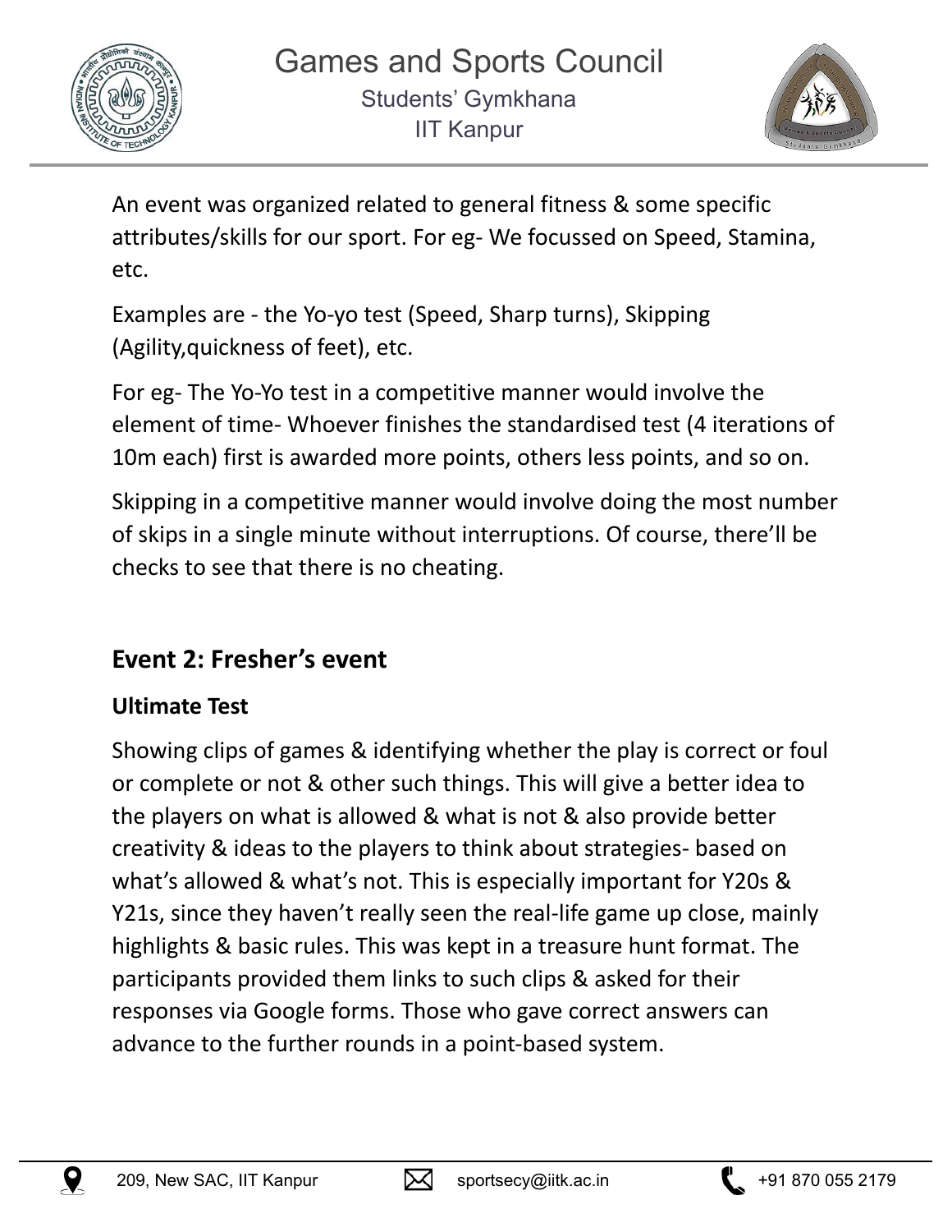An event was organized related to general fitness & some specific attributes/skills for our sport. For eg- We focussed on Speed, Stamina, etc.

Examples are - the Yo-yo test (Speed, Sharp turns), Skipping (Agility,quickness of feet), etc.

For eg- The Yo-Yo test in a competitive manner would involve the element of time- Whoever finishes the standardised test (4 iterations of 10m each) first is awarded more points, others less points, and so on.

Skipping in a competitive manner would involve doing the most number of skips in a single minute without interruptions. Of course, there'll be checks to see that there is no cheating.

## Event 2: Fresher's event

### Ultimate Test

Showing clips of games & identifying whether the play is correct or foul or complete or not & other such things. This will give a better idea to the players on what is allowed & what is not & also provide better creativity & ideas to the players to think about strategies- based on what's allowed & what's not. This is especially important for Y20s & Y21s, since they haven't really seen the real-life game up close, mainly highlights & basic rules. This was kept in a treasure hunt format. The participants provided them links to such clips & asked for their responses via Google forms. Those who gave correct answers can advance to the further rounds in a point-based system.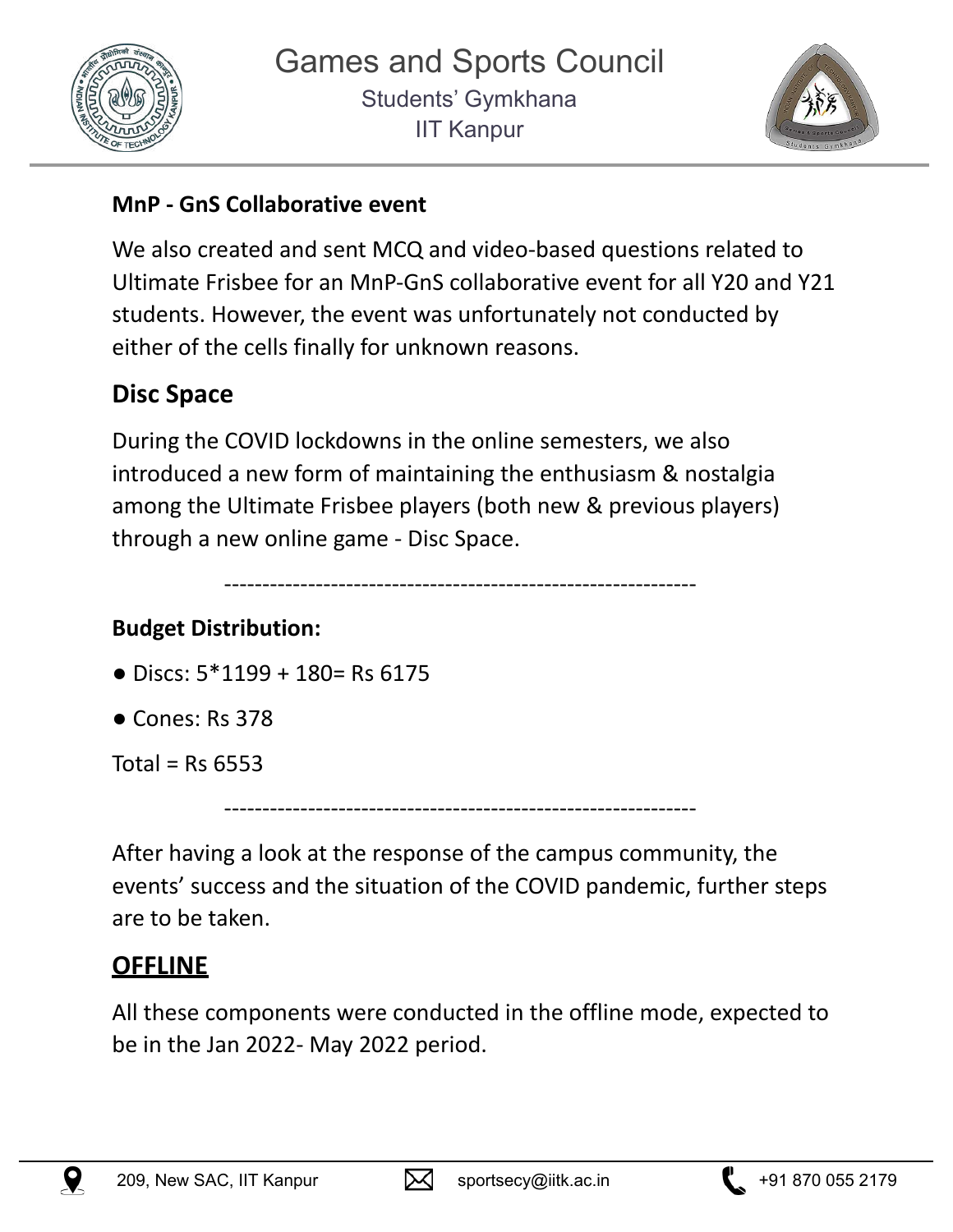**MnP - GnS Collaborative event**

We also created and sent MCQ and video-based questions related to Ultimate Frisbee for an MnP-GnS collaborative event for all Y20 and Y21 students. However, the event was unfortunately not conducted by either of the cells finally for unknown reasons.

## Disc Space

During the COVID lockdowns in the online semesters, we also introduced a new form of maintaining the enthusiasm & nostalgia among the Ultimate Frisbee players (both new & previous players) through a new online game - Disc Space.

---

**Budget Distribution:**

- Discs: 5*1199 + 180= Rs 6175
- Cones: Rs 378

Total = Rs 6553

---

After having a look at the response of the campus community, the events' success and the situation of the COVID pandemic, further steps are to be taken.

## OFFLINE

All these components were conducted in the offline mode, expected to be in the Jan 2022- May 2022 period.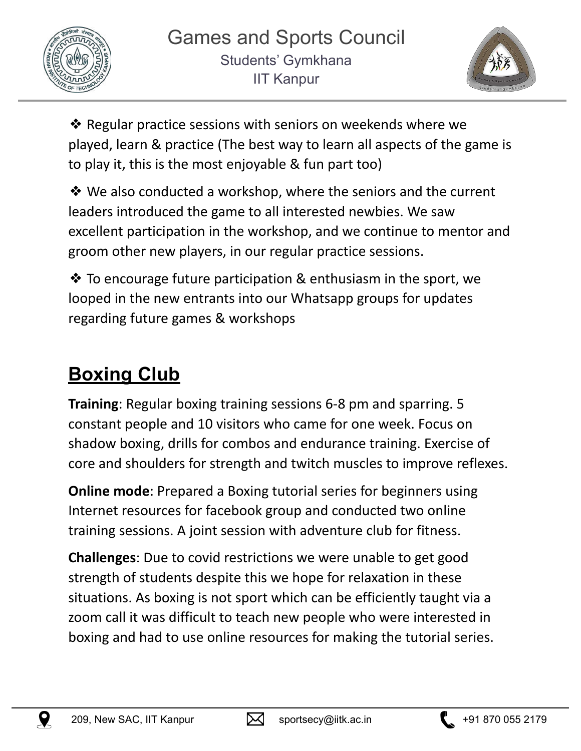❖ Regular practice sessions with seniors on weekends where we played, learn & practice (The best way to learn all aspects of the game is to play it, this is the most enjoyable & fun part too)

❖ We also conducted a workshop, where the seniors and the current leaders introduced the game to all interested newbies. We saw excellent participation in the workshop, and we continue to mentor and groom other new players, in our regular practice sessions.

❖ To encourage future participation & enthusiasm in the sport, we looped in the new entrants into our Whatsapp groups for updates regarding future games & workshops

## Boxing Club

**Training**: Regular boxing training sessions 6-8 pm and sparring. 5 constant people and 10 visitors who came for one week. Focus on shadow boxing, drills for combos and endurance training. Exercise of core and shoulders for strength and twitch muscles to improve reflexes.

**Online mode**: Prepared a Boxing tutorial series for beginners using Internet resources for facebook group and conducted two online training sessions. A joint session with adventure club for fitness.

**Challenges**: Due to covid restrictions we were unable to get good strength of students despite this we hope for relaxation in these situations. As boxing is not sport which can be efficiently taught via a zoom call it was difficult to teach new people who were interested in boxing and had to use online resources for making the tutorial series.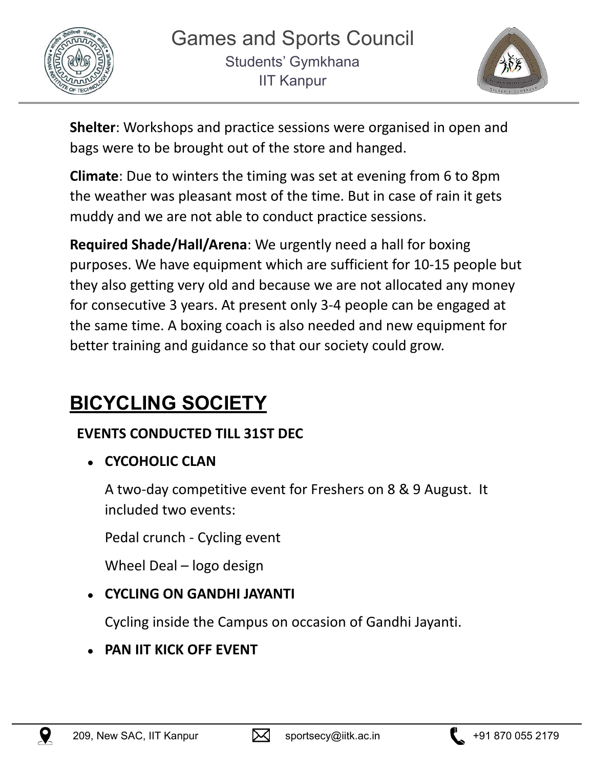**Shelter**: Workshops and practice sessions were organised in open and bags were to be brought out of the store and hanged.

**Climate**: Due to winters the timing was set at evening from 6 to 8pm the weather was pleasant most of the time. But in case of rain it gets muddy and we are not able to conduct practice sessions.

**Required Shade/Hall/Arena**: We urgently need a hall for boxing purposes. We have equipment which are sufficient for 10-15 people but they also getting very old and because we are not allocated any money for consecutive 3 years. At present only 3-4 people can be engaged at the same time. A boxing coach is also needed and new equipment for better training and guidance so that our society could grow.

## BICYCLING SOCIETY

### EVENTS CONDUCTED TILL 31ST DEC

- **CYCOHOLIC CLAN**

  A two-day competitive event for Freshers on 8 & 9 August. It included two events:

  Pedal crunch - Cycling event

  Wheel Deal – logo design

- **CYCLING ON GANDHI JAYANTI**

  Cycling inside the Campus on occasion of Gandhi Jayanti.

- **PAN IIT KICK OFF EVENT**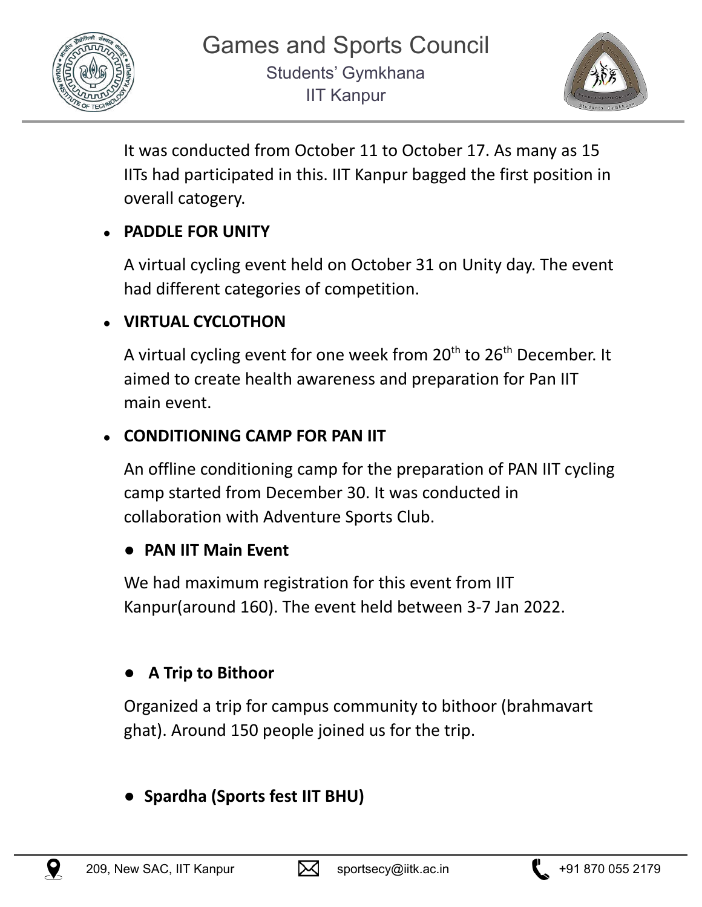It was conducted from October 11 to October 17. As many as 15 IITs had participated in this. IIT Kanpur bagged the first position in overall catogery.

- **PADDLE FOR UNITY**

  A virtual cycling event held on October 31 on Unity day. The event had different categories of competition.

- **VIRTUAL CYCLOTHON**

  A virtual cycling event for one week from 20th to 26th December. It aimed to create health awareness and preparation for Pan IIT main event.

- **CONDITIONING CAMP FOR PAN IIT**

  An offline conditioning camp for the preparation of PAN IIT cycling camp started from December 30. It was conducted in collaboration with Adventure Sports Club.

- **PAN IIT Main Event**

  We had maximum registration for this event from IIT Kanpur(around 160). The event held between 3-7 Jan 2022.

- **A Trip to Bithoor**

  Organized a trip for campus community to bithoor (brahmavart ghat). Around 150 people joined us for the trip.

- **Spardha (Sports fest IIT BHU)**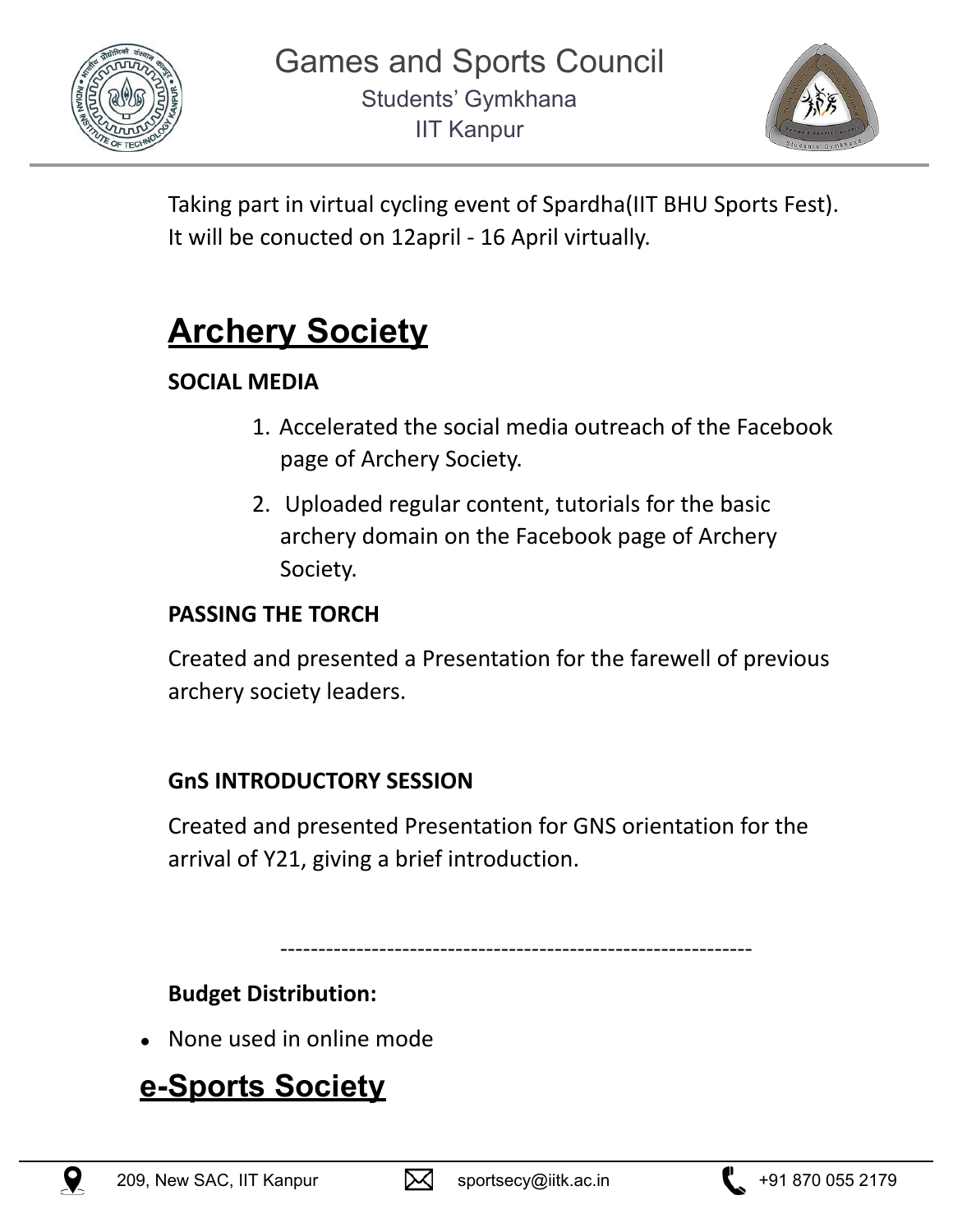Taking part in virtual cycling event of Spardha(IIT BHU Sports Fest). It will be conucted on 12april - 16 April virtually.

# Archery Society

**SOCIAL MEDIA**

1. Accelerated the social media outreach of the Facebook page of Archery Society.
2. Uploaded regular content, tutorials for the basic archery domain on the Facebook page of Archery Society.

**PASSING THE TORCH**

Created and presented a Presentation for the farewell of previous archery society leaders.

**GnS INTRODUCTORY SESSION**

Created and presented Presentation for GNS orientation for the arrival of Y21, giving a brief introduction.

---

**Budget Distribution:**

- None used in online mode

# e-Sports Society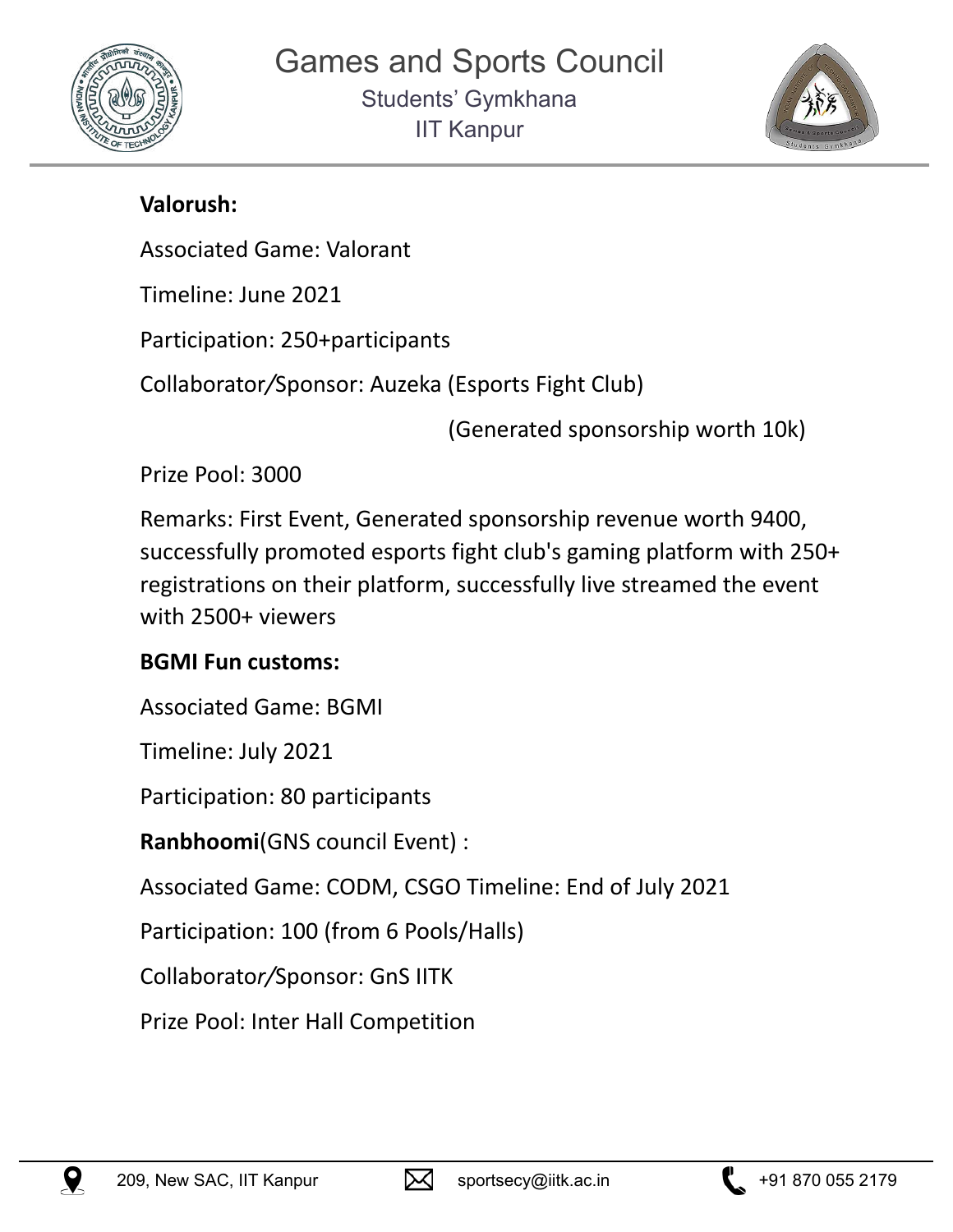**Valorush:**

Associated Game: Valorant

Timeline: June 2021

Participation: 250+participants

Collaborator/Sponsor: Auzeka (Esports Fight Club)

(Generated sponsorship worth 10k)

Prize Pool: 3000

Remarks: First Event, Generated sponsorship revenue worth 9400, successfully promoted esports fight club's gaming platform with 250+ registrations on their platform, successfully live streamed the event with 2500+ viewers

**BGMI Fun customs:**

Associated Game: BGMI

Timeline: July 2021

Participation: 80 participants

**Ranbhoomi**(GNS council Event) :

Associated Game: CODM, CSGO Timeline: End of July 2021

Participation: 100 (from 6 Pools/Halls)

Collaborator/Sponsor: GnS IITK

Prize Pool: Inter Hall Competition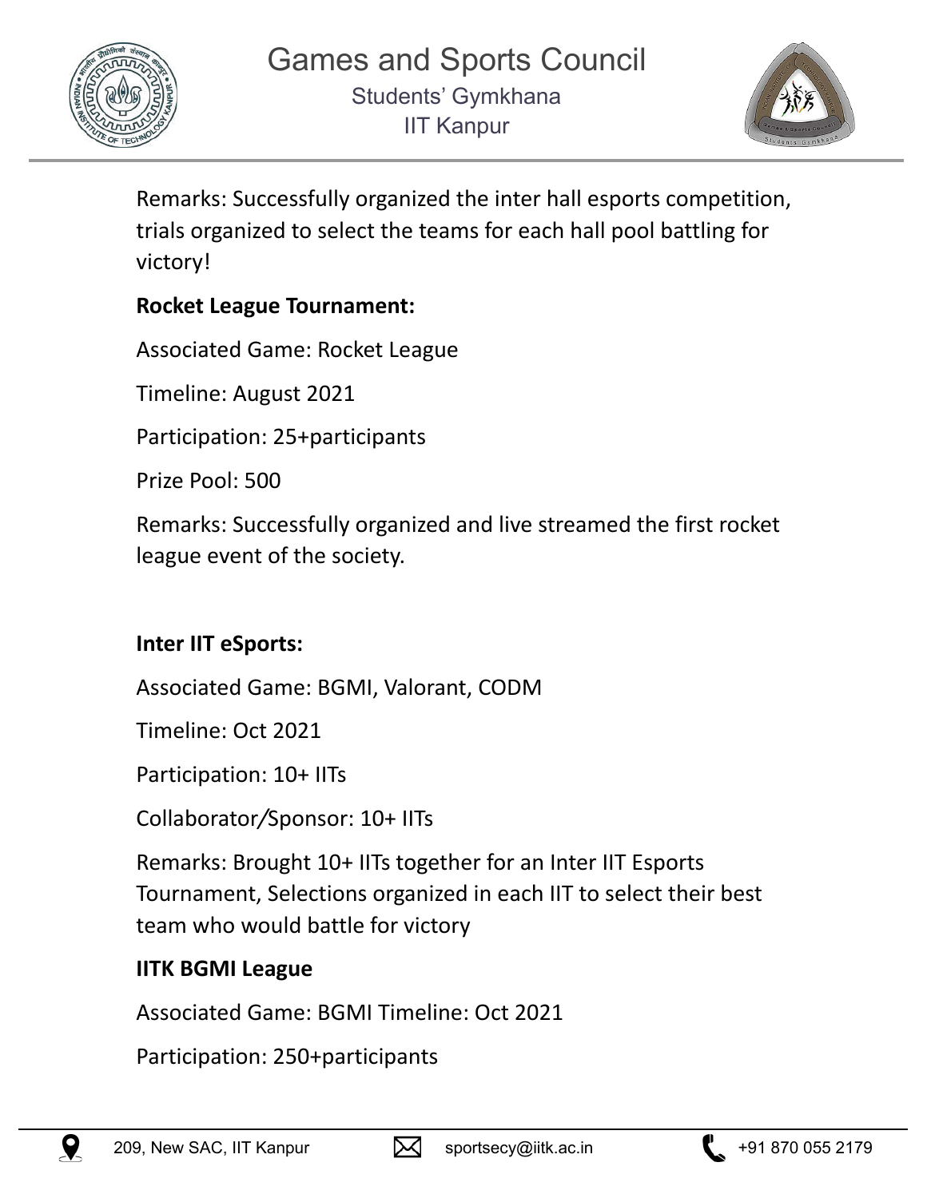Remarks: Successfully organized the inter hall esports competition, trials organized to select the teams for each hall pool battling for victory!

**Rocket League Tournament:**

Associated Game: Rocket League

Timeline: August 2021

Participation: 25+participants

Prize Pool: 500

Remarks: Successfully organized and live streamed the first rocket league event of the society.

**Inter IIT eSports:**

Associated Game: BGMI, Valorant, CODM

Timeline: Oct 2021

Participation: 10+ IITs

Collaborator/Sponsor: 10+ IITs

Remarks: Brought 10+ IITs together for an Inter IIT Esports Tournament, Selections organized in each IIT to select their best team who would battle for victory

**IITK BGMI League**

Associated Game: BGMI Timeline: Oct 2021

Participation: 250+participants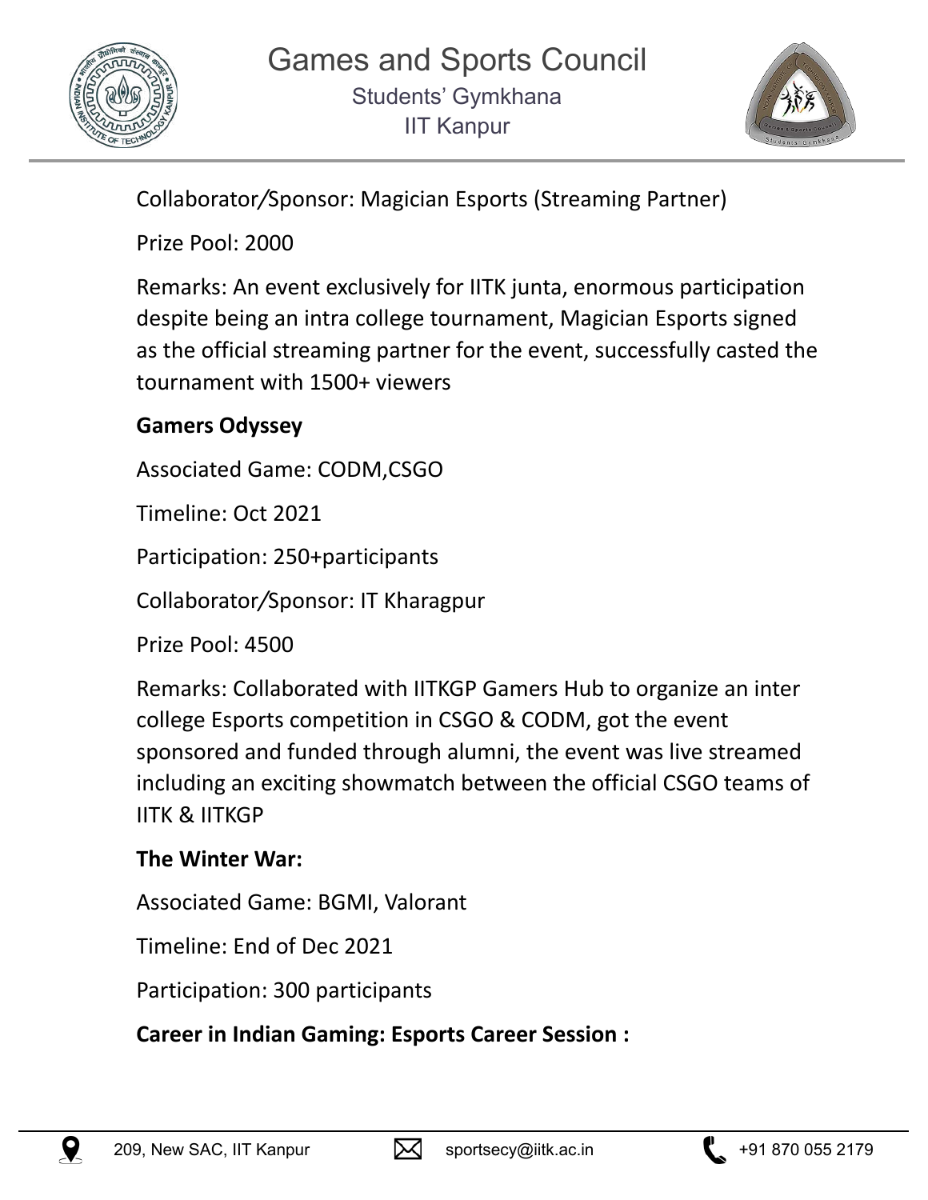Collaborator/Sponsor: Magician Esports (Streaming Partner)

Prize Pool: 2000

Remarks: An event exclusively for IITK junta, enormous participation despite being an intra college tournament, Magician Esports signed as the official streaming partner for the event, successfully casted the tournament with 1500+ viewers

**Gamers Odyssey**

Associated Game: CODM,CSGO

Timeline: Oct 2021

Participation: 250+participants

Collaborator/Sponsor: IT Kharagpur

Prize Pool: 4500

Remarks: Collaborated with IITKGP Gamers Hub to organize an inter college Esports competition in CSGO & CODM, got the event sponsored and funded through alumni, the event was live streamed including an exciting showmatch between the official CSGO teams of IITK & IITKGP

**The Winter War:**

Associated Game: BGMI, Valorant

Timeline: End of Dec 2021

Participation: 300 participants

**Career in Indian Gaming: Esports Career Session :**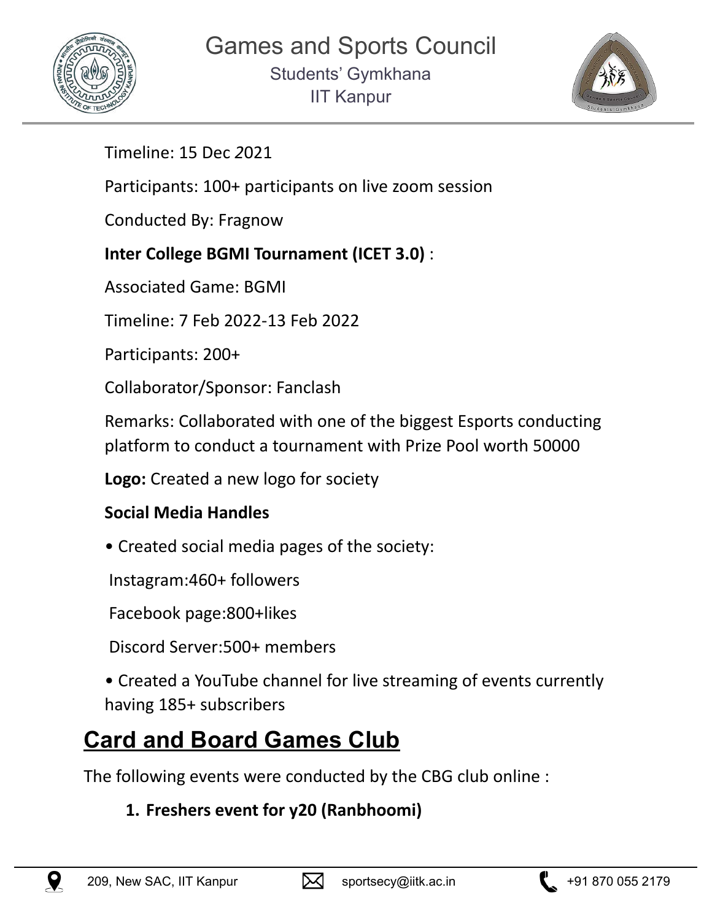Timeline: 15 Dec 2021

Participants: 100+ participants on live zoom session

Conducted By: Fragnow

**Inter College BGMI Tournament (ICET 3.0)** :

Associated Game: BGMI

Timeline: 7 Feb 2022-13 Feb 2022

Participants: 200+

Collaborator/Sponsor: Fanclash

Remarks: Collaborated with one of the biggest Esports conducting platform to conduct a tournament with Prize Pool worth 50000

**Logo:** Created a new logo for society

**Social Media Handles**

• Created social media pages of the society:

Instagram:460+ followers

Facebook page:800+likes

Discord Server:500+ members

• Created a YouTube channel for live streaming of events currently having 185+ subscribers

## Card and Board Games Club

The following events were conducted by the CBG club online :

1. **Freshers event for y20 (Ranbhoomi)**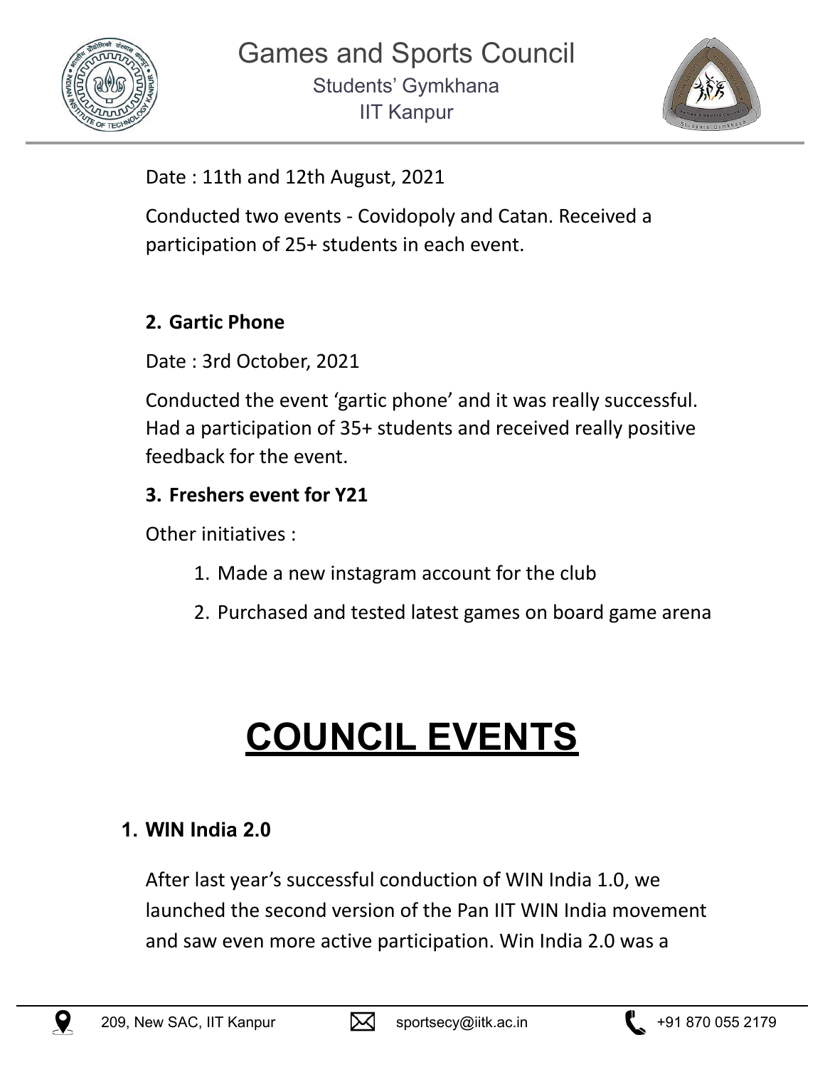Date : 11th and 12th August, 2021

Conducted two events - Covidopoly and Catan. Received a participation of 25+ students in each event.

**2. Gartic Phone**

Date : 3rd October, 2021

Conducted the event 'gartic phone' and it was really successful. Had a participation of 35+ students and received really positive feedback for the event.

**3. Freshers event for Y21**

Other initiatives :

1. Made a new instagram account for the club
2. Purchased and tested latest games on board game arena

# COUNCIL EVENTS

**1. WIN India 2.0**

After last year's successful conduction of WIN India 1.0, we launched the second version of the Pan IIT WIN India movement and saw even more active participation. Win India 2.0 was a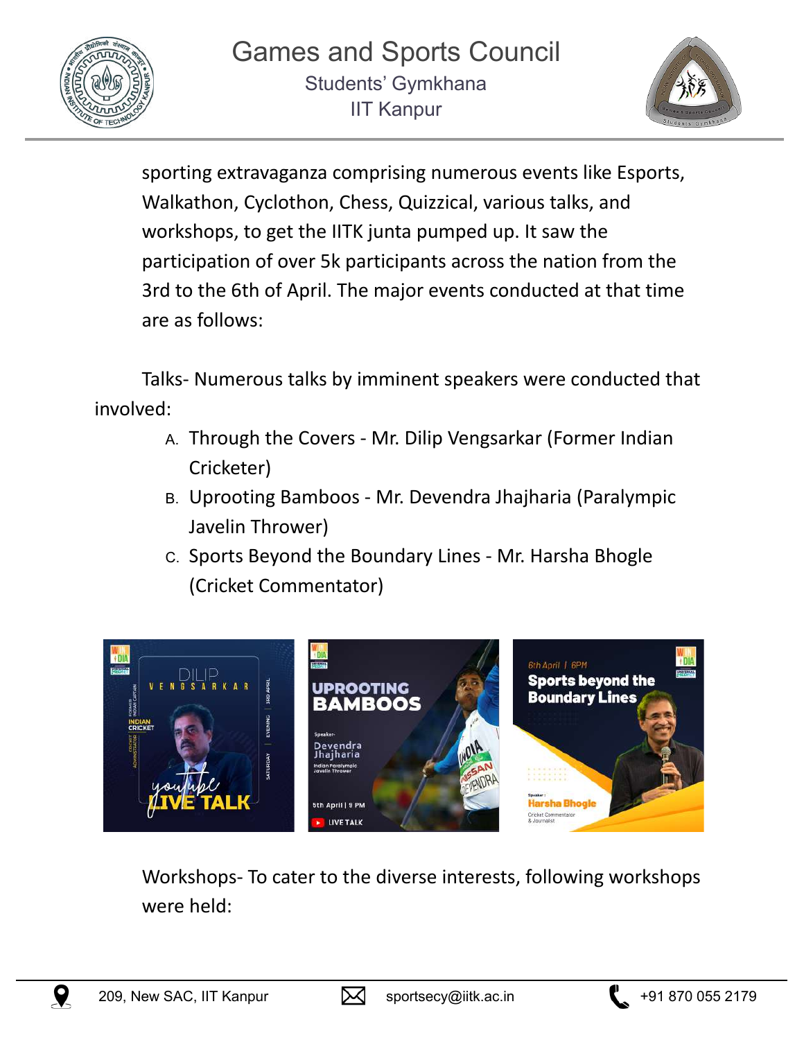sporting extravaganza comprising numerous events like Esports, Walkathon, Cyclothon, Chess, Quizzical, various talks, and workshops, to get the IITK junta pumped up. It saw the participation of over 5k participants across the nation from the 3rd to the 6th of April. The major events conducted at that time are as follows:

Talks- Numerous talks by imminent speakers were conducted that involved:

A. Through the Covers - Mr. Dilip Vengsarkar (Former Indian Cricketer)
B. Uprooting Bamboos - Mr. Devendra Jhajharia (Paralympic Javelin Thrower)
C. Sports Beyond the Boundary Lines - Mr. Harsha Bhogle (Cricket Commentator)

Workshops- To cater to the diverse interests, following workshops were held: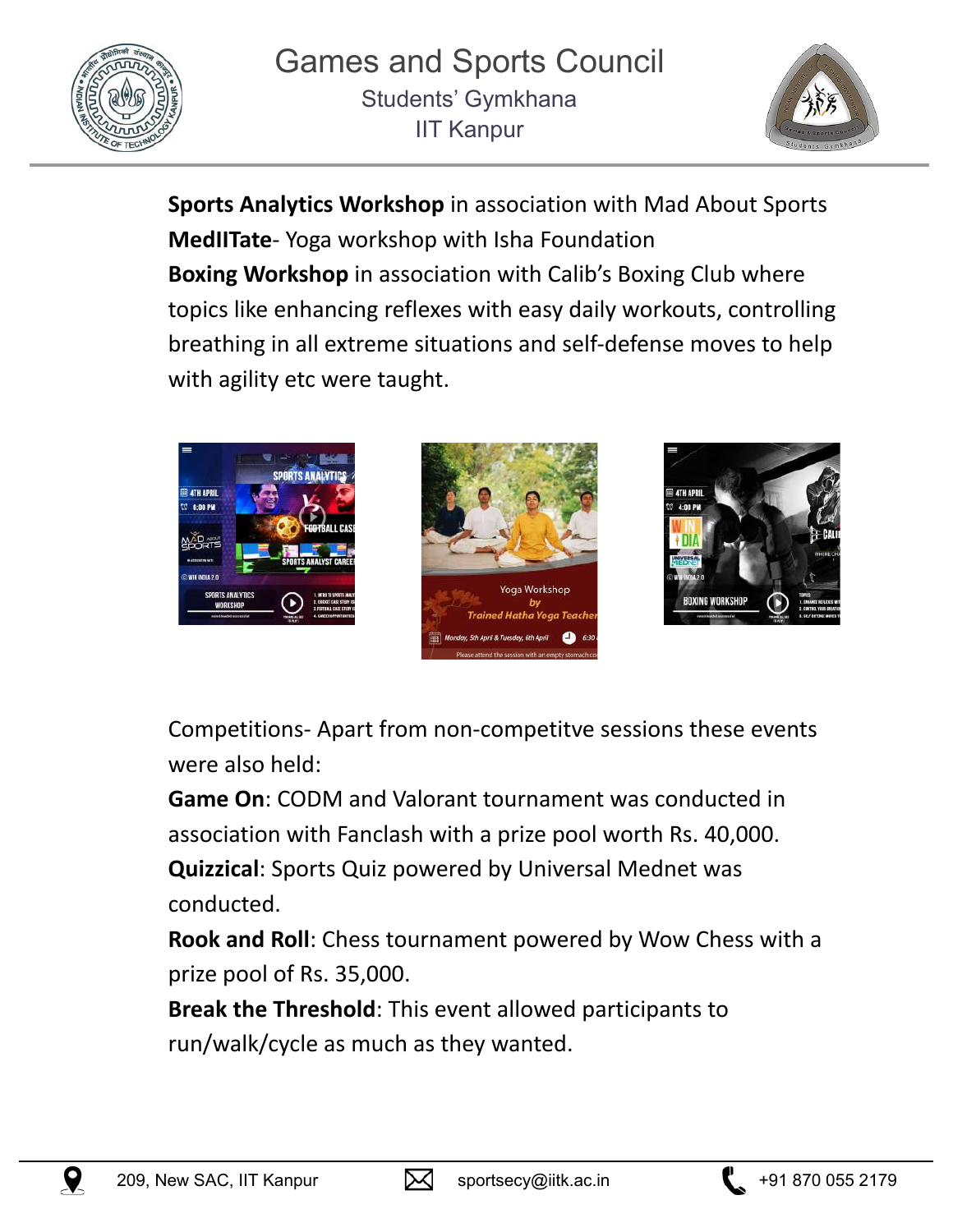**Sports Analytics Workshop** in association with Mad About Sports

**MedIITate**- Yoga workshop with Isha Foundation

**Boxing Workshop** in association with Calib's Boxing Club where topics like enhancing reflexes with easy daily workouts, controlling breathing in all extreme situations and self-defense moves to help with agility etc were taught.

Competitions- Apart from non-competitve sessions these events were also held:

**Game On**: CODM and Valorant tournament was conducted in association with Fanclash with a prize pool worth Rs. 40,000.

**Quizzical**: Sports Quiz powered by Universal Mednet was conducted.

**Rook and Roll**: Chess tournament powered by Wow Chess with a prize pool of Rs. 35,000.

**Break the Threshold**: This event allowed participants to run/walk/cycle as much as they wanted.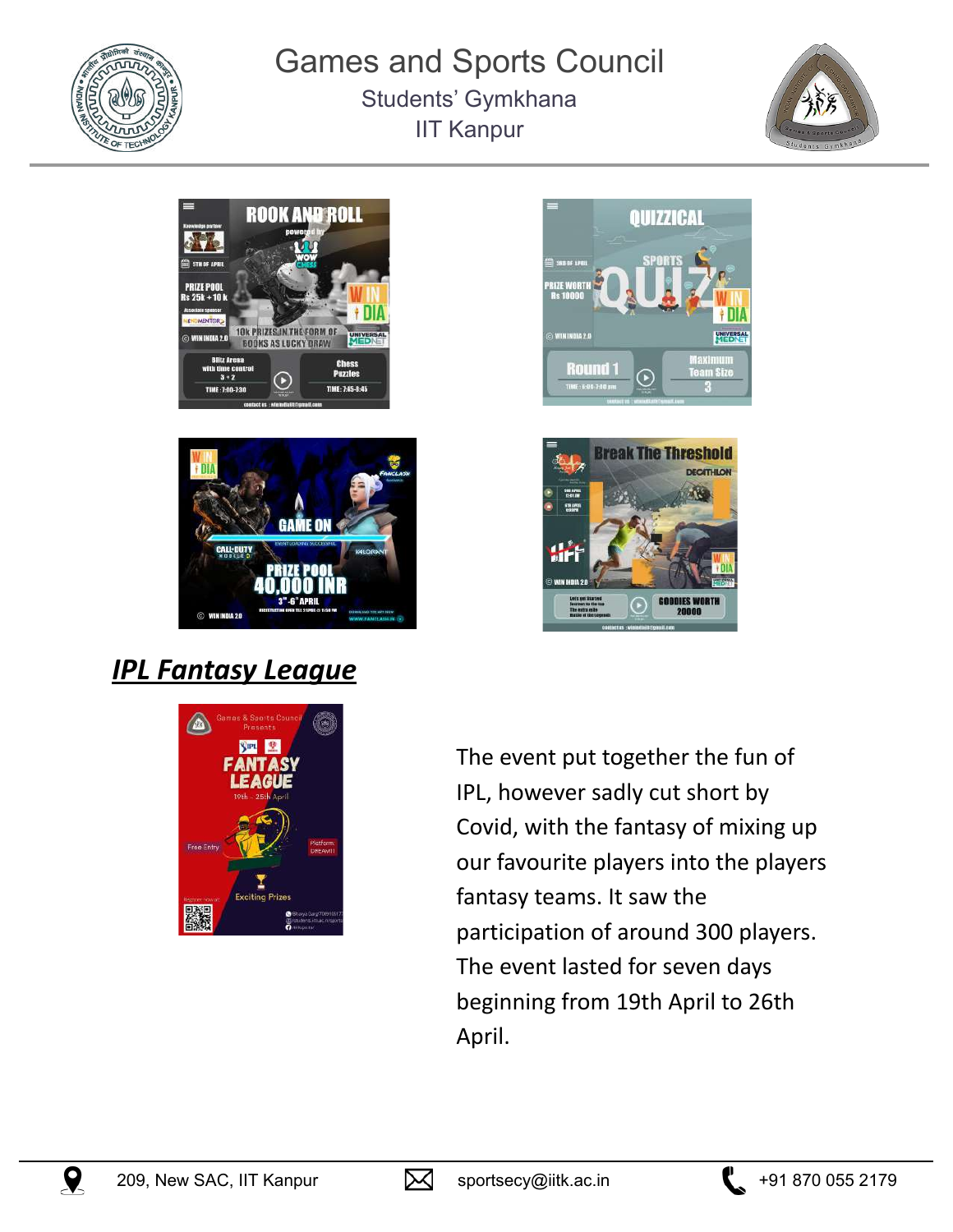## *IPL Fantasy League*

The event put together the fun of IPL, however sadly cut short by Covid, with the fantasy of mixing up our favourite players into the players fantasy teams. It saw the participation of around 300 players. The event lasted for seven days beginning from 19th April to 26th April.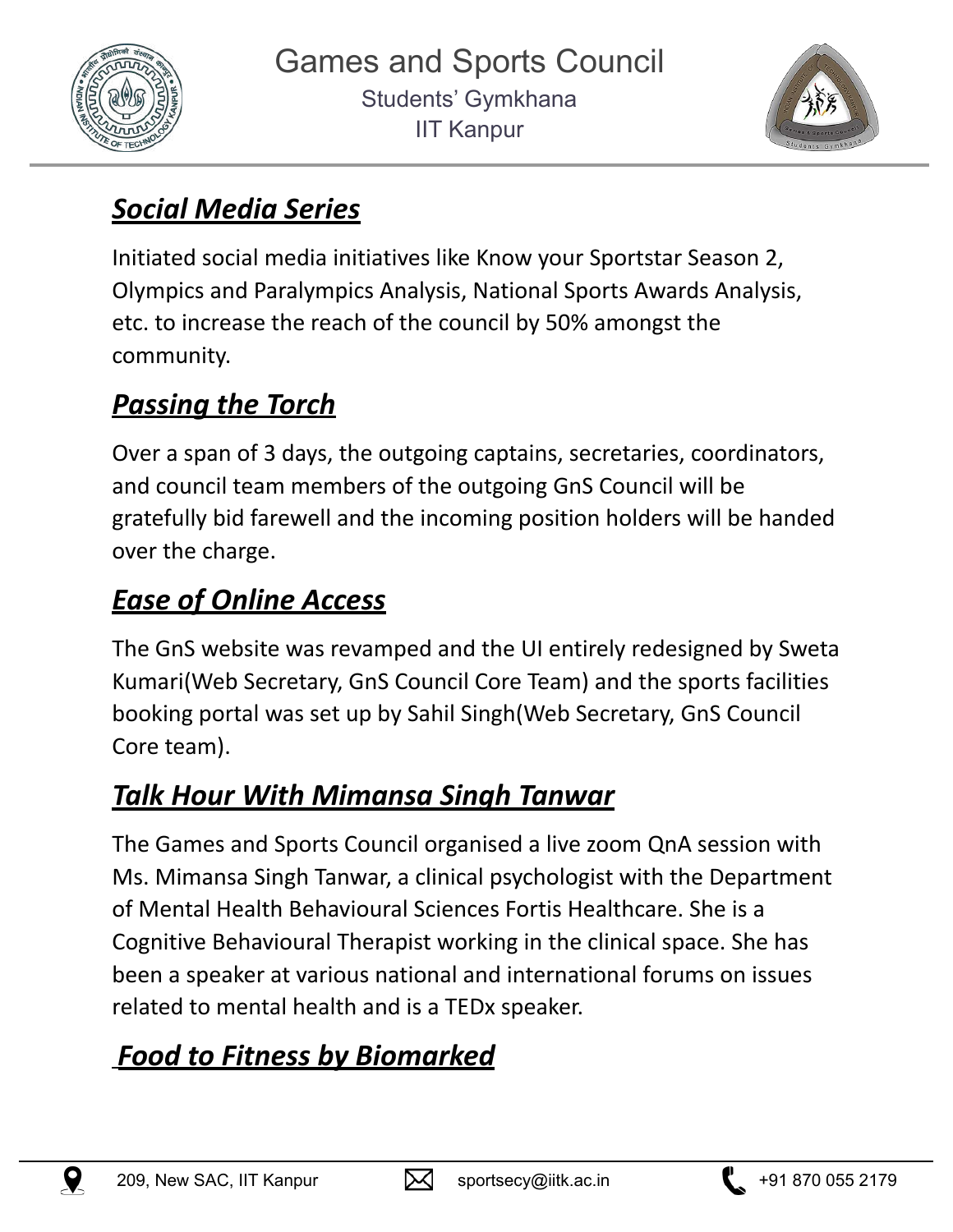## ***Social Media Series***

Initiated social media initiatives like Know your Sportstar Season 2, Olympics and Paralympics Analysis, National Sports Awards Analysis, etc. to increase the reach of the council by 50% amongst the community.

## ***Passing the Torch***

Over a span of 3 days, the outgoing captains, secretaries, coordinators, and council team members of the outgoing GnS Council will be gratefully bid farewell and the incoming position holders will be handed over the charge.

## ***Ease of Online Access***

The GnS website was revamped and the UI entirely redesigned by Sweta Kumari(Web Secretary, GnS Council Core Team) and the sports facilities booking portal was set up by Sahil Singh(Web Secretary, GnS Council Core team).

## ***Talk Hour With Mimansa Singh Tanwar***

The Games and Sports Council organised a live zoom QnA session with Ms. Mimansa Singh Tanwar, a clinical psychologist with the Department of Mental Health Behavioural Sciences Fortis Healthcare. She is a Cognitive Behavioural Therapist working in the clinical space. She has been a speaker at various national and international forums on issues related to mental health and is a TEDx speaker.

## ***Food to Fitness by Biomarked***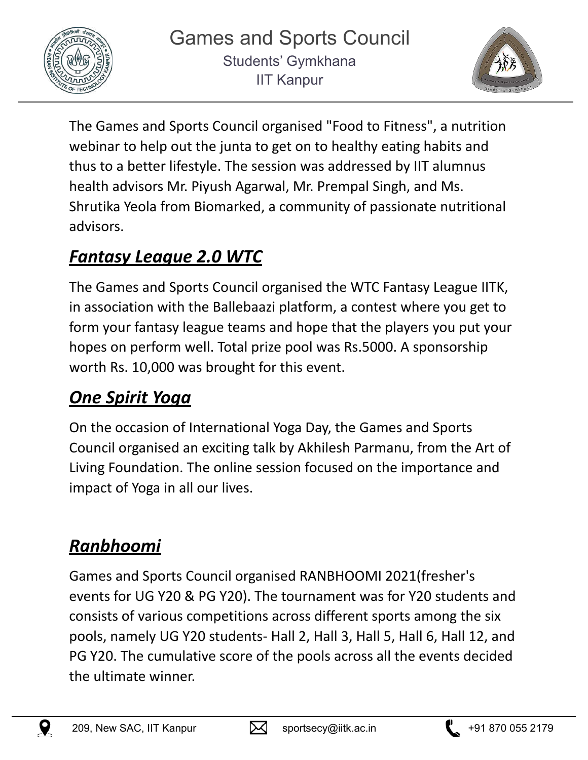The Games and Sports Council organised "Food to Fitness", a nutrition webinar to help out the junta to get on to healthy eating habits and thus to a better lifestyle. The session was addressed by IIT alumnus health advisors Mr. Piyush Agarwal, Mr. Prempal Singh, and Ms. Shrutika Yeola from Biomarked, a community of passionate nutritional advisors.

## ***Fantasy League 2.0 WTC***

The Games and Sports Council organised the WTC Fantasy League IITK, in association with the Ballebaazi platform, a contest where you get to form your fantasy league teams and hope that the players you put your hopes on perform well. Total prize pool was Rs.5000. A sponsorship worth Rs. 10,000 was brought for this event.

## ***One Spirit Yoga***

On the occasion of International Yoga Day, the Games and Sports Council organised an exciting talk by Akhilesh Parmanu, from the Art of Living Foundation. The online session focused on the importance and impact of Yoga in all our lives.

## ***Ranbhoomi***

Games and Sports Council organised RANBHOOMI 2021(fresher's events for UG Y20 & PG Y20). The tournament was for Y20 students and consists of various competitions across different sports among the six pools, namely UG Y20 students- Hall 2, Hall 3, Hall 5, Hall 6, Hall 12, and PG Y20. The cumulative score of the pools across all the events decided the ultimate winner.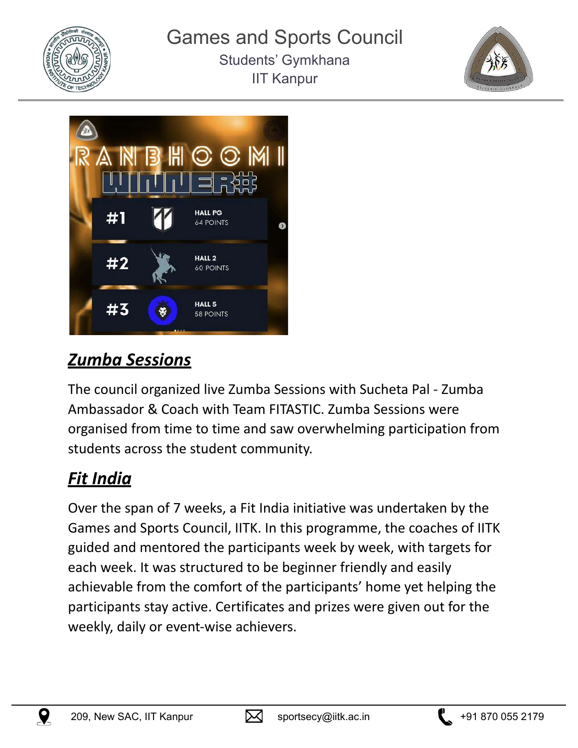RANBHOOMI WINNERS

| Rank | Hall | Points |
| --- | --- | --- |
| #1 | HALL PG | 64 POINTS |
| #2 | HALL 2 | 60 POINTS |
| #3 | HALL 5 | 58 POINTS |

## ***Zumba Sessions***

The council organized live Zumba Sessions with Sucheta Pal - Zumba Ambassador & Coach with Team FITASTIC. Zumba Sessions were organised from time to time and saw overwhelming participation from students across the student community.

## ***Fit India***

Over the span of 7 weeks, a Fit India initiative was undertaken by the Games and Sports Council, IITK. In this programme, the coaches of IITK guided and mentored the participants week by week, with targets for each week. It was structured to be beginner friendly and easily achievable from the comfort of the participants' home yet helping the participants stay active. Certificates and prizes were given out for the weekly, daily or event-wise achievers.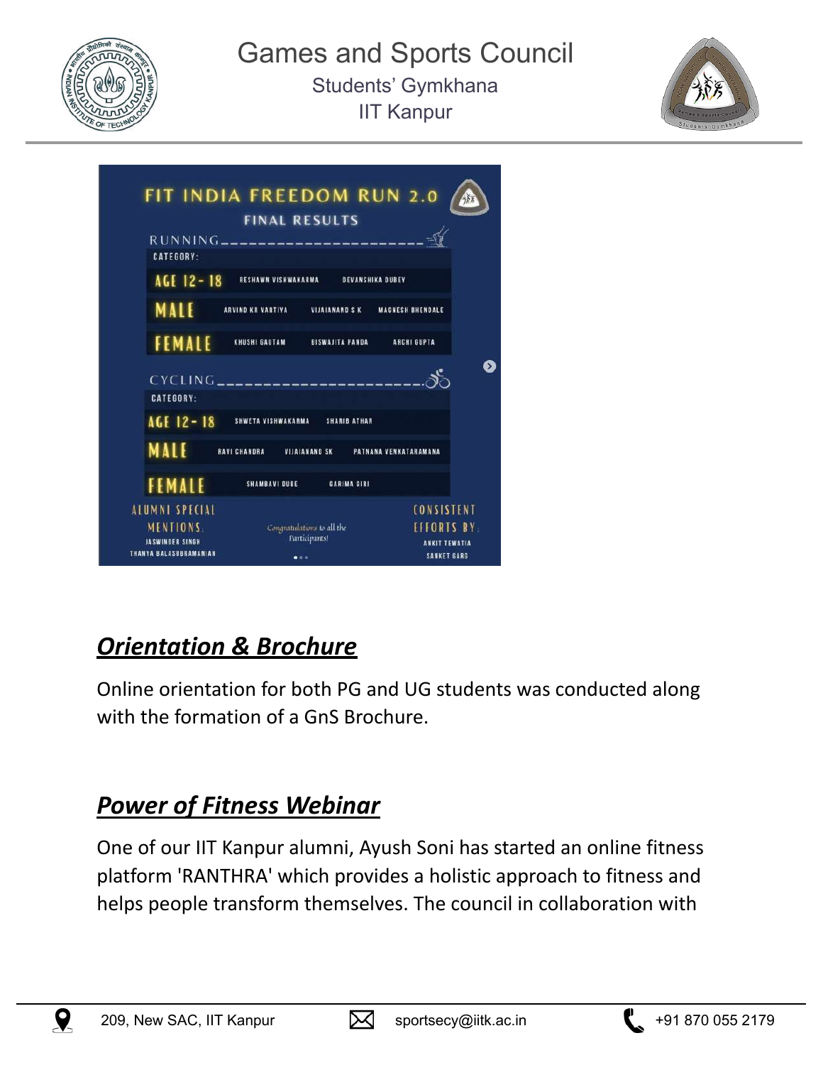# Games and Sports Council

Students' Gymkhana

IIT Kanpur

FIT INDIA FREEDOM RUN 2.0

FINAL RESULTS

RUNNING

CATEGORY:

| | | | |
|---|---|---|---|
| AGE 12-18 | RESHAWN VISHWAKARMA | DEVANSHIKA DUBEY | |
| MALE | ARVIND KR VARTIYA | VIJAIANAND S K | MAGNESH BHENDALE |
| FEMALE | KHUSHI GAUTAM | BISWAJITA PANDA | ARCHI GUPTA |

CYCLING

CATEGORY:

| | | | |
|---|---|---|---|
| AGE 12-18 | SHWETA VISHWAKARMA | SHARIB ATHAR | |
| MALE | RAVI CHANDRA | VIJAIANAND SK | PATNANA VENKATARAMANA |
| FEMALE | SHAMBAVI DUBE | GARIMA GIRI | |

ALUMNI SPECIAL MENTIONS: JASWINDER SINGH, THANYA BALASUBRAMANIAN

Congratulations to all the Participants!

CONSISTENT EFFORTS BY: ANKIT TEWATIA, SANKET GARG

## *Orientation & Brochure*

Online orientation for both PG and UG students was conducted along with the formation of a GnS Brochure.

## *Power of Fitness Webinar*

One of our IIT Kanpur alumni, Ayush Soni has started an online fitness platform 'RANTHRA' which provides a holistic approach to fitness and helps people transform themselves. The council in collaboration with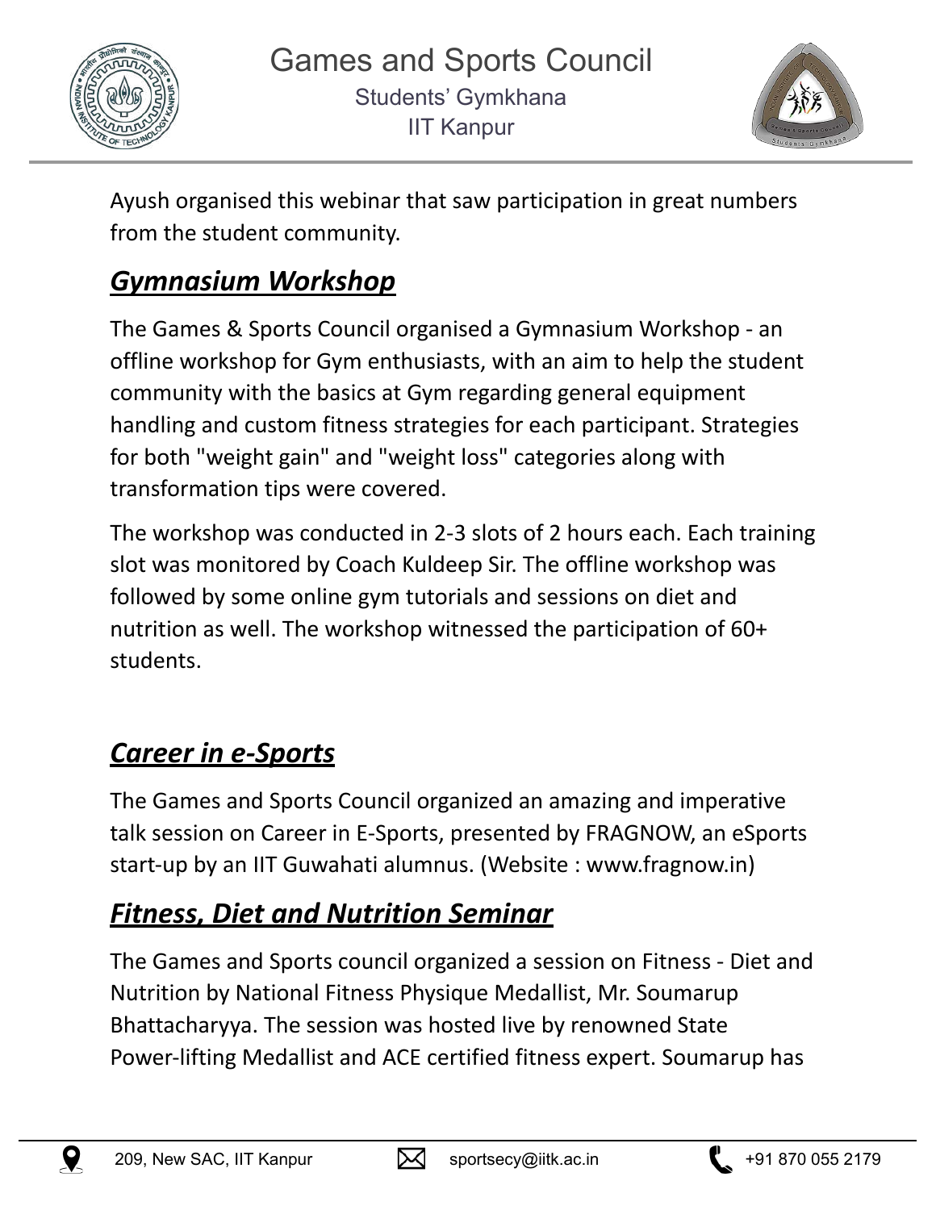Ayush organised this webinar that saw participation in great numbers from the student community.

## ***Gymnasium Workshop***

The Games & Sports Council organised a Gymnasium Workshop - an offline workshop for Gym enthusiasts, with an aim to help the student community with the basics at Gym regarding general equipment handling and custom fitness strategies for each participant. Strategies for both "weight gain" and "weight loss" categories along with transformation tips were covered.

The workshop was conducted in 2-3 slots of 2 hours each. Each training slot was monitored by Coach Kuldeep Sir. The offline workshop was followed by some online gym tutorials and sessions on diet and nutrition as well. The workshop witnessed the participation of 60+ students.

## ***Career in e-Sports***

The Games and Sports Council organized an amazing and imperative talk session on Career in E-Sports, presented by FRAGNOW, an eSports start-up by an IIT Guwahati alumnus. (Website : www.fragnow.in)

## ***Fitness, Diet and Nutrition Seminar***

The Games and Sports council organized a session on Fitness - Diet and Nutrition by National Fitness Physique Medallist, Mr. Soumarup Bhattacharyya. The session was hosted live by renowned State Power-lifting Medallist and ACE certified fitness expert. Soumarup has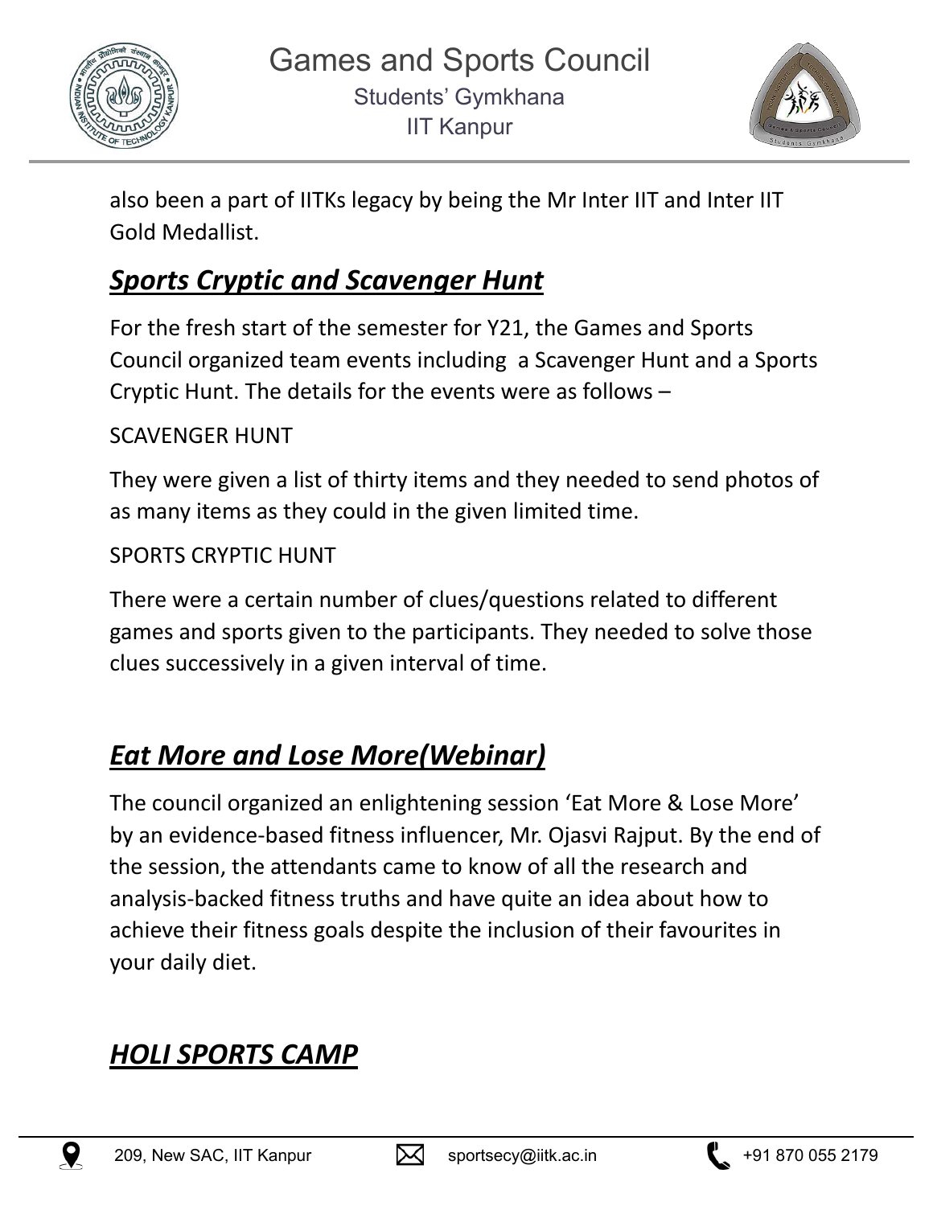also been a part of IITKs legacy by being the Mr Inter IIT and Inter IIT Gold Medallist.

## ***Sports Cryptic and Scavenger Hunt***

For the fresh start of the semester for Y21, the Games and Sports Council organized team events including a Scavenger Hunt and a Sports Cryptic Hunt. The details for the events were as follows –

SCAVENGER HUNT

They were given a list of thirty items and they needed to send photos of as many items as they could in the given limited time.

SPORTS CRYPTIC HUNT

There were a certain number of clues/questions related to different games and sports given to the participants. They needed to solve those clues successively in a given interval of time.

## ***Eat More and Lose More(Webinar)***

The council organized an enlightening session 'Eat More & Lose More' by an evidence-based fitness influencer, Mr. Ojasvi Rajput. By the end of the session, the attendants came to know of all the research and analysis-backed fitness truths and have quite an idea about how to achieve their fitness goals despite the inclusion of their favourites in your daily diet.

## ***HOLI SPORTS CAMP***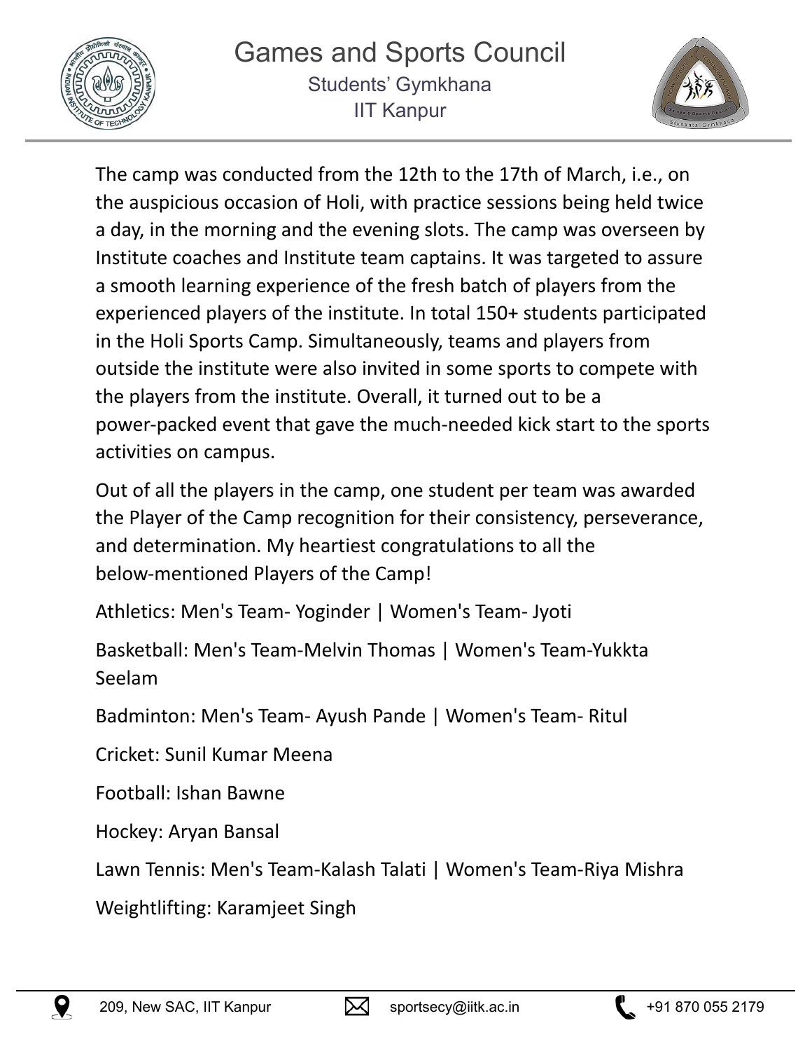The camp was conducted from the 12th to the 17th of March, i.e., on the auspicious occasion of Holi, with practice sessions being held twice a day, in the morning and the evening slots. The camp was overseen by Institute coaches and Institute team captains. It was targeted to assure a smooth learning experience of the fresh batch of players from the experienced players of the institute. In total 150+ students participated in the Holi Sports Camp. Simultaneously, teams and players from outside the institute were also invited in some sports to compete with the players from the institute. Overall, it turned out to be a power-packed event that gave the much-needed kick start to the sports activities on campus.

Out of all the players in the camp, one student per team was awarded the Player of the Camp recognition for their consistency, perseverance, and determination. My heartiest congratulations to all the below-mentioned Players of the Camp!

Athletics: Men's Team- Yoginder | Women's Team- Jyoti

Basketball: Men's Team-Melvin Thomas | Women's Team-Yukkta Seelam

Badminton: Men's Team- Ayush Pande | Women's Team- Ritul

Cricket: Sunil Kumar Meena

Football: Ishan Bawne

Hockey: Aryan Bansal

Lawn Tennis: Men's Team-Kalash Talati | Women's Team-Riya Mishra

Weightlifting: Karamjeet Singh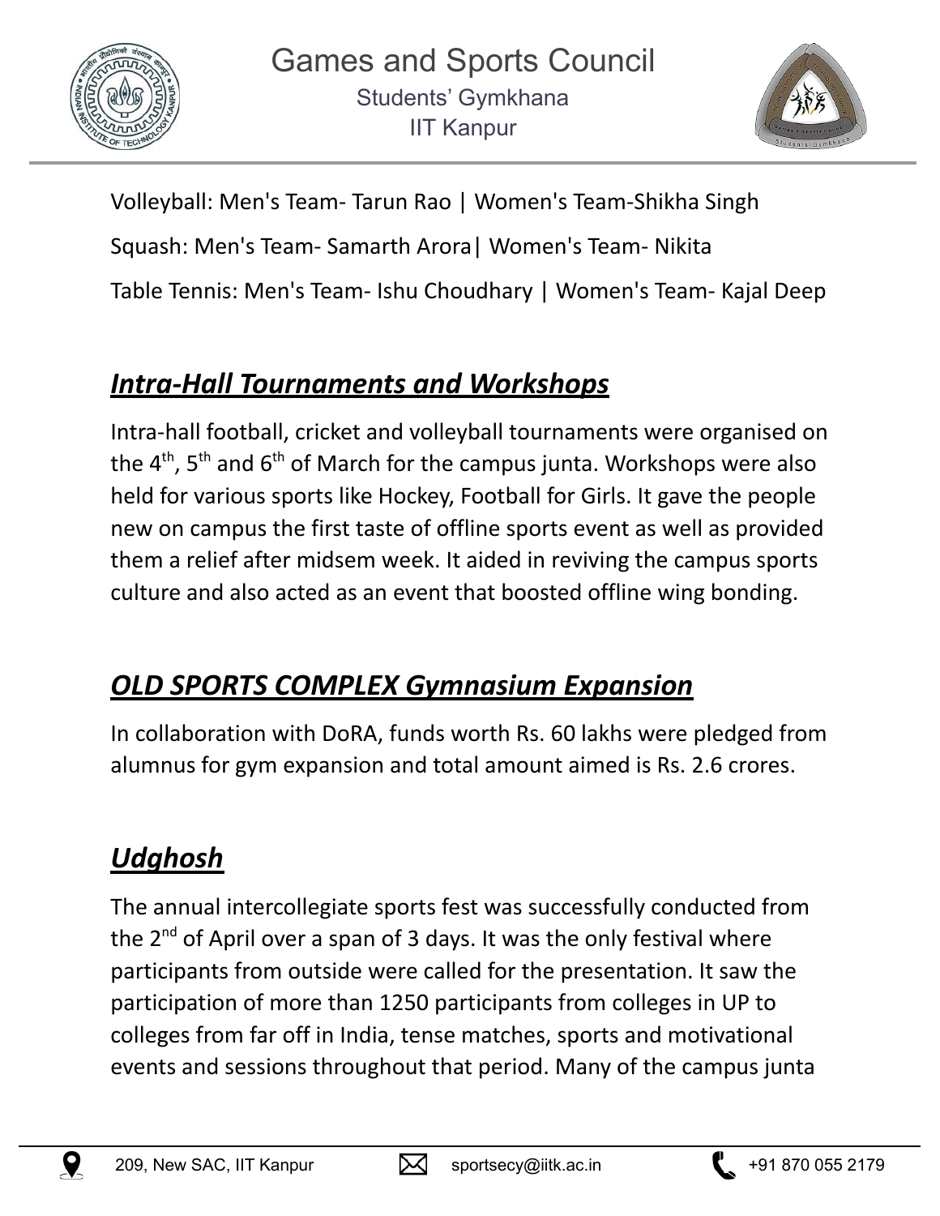Volleyball: Men's Team- Tarun Rao | Women's Team-Shikha Singh

Squash: Men's Team- Samarth Arora| Women's Team- Nikita

Table Tennis: Men's Team- Ishu Choudhary | Women's Team- Kajal Deep

## ***Intra-Hall Tournaments and Workshops***

Intra-hall football, cricket and volleyball tournaments were organised on the 4th, 5th and 6th of March for the campus junta. Workshops were also held for various sports like Hockey, Football for Girls. It gave the people new on campus the first taste of offline sports event as well as provided them a relief after midsem week. It aided in reviving the campus sports culture and also acted as an event that boosted offline wing bonding.

## ***OLD SPORTS COMPLEX Gymnasium Expansion***

In collaboration with DoRA, funds worth Rs. 60 lakhs were pledged from alumnus for gym expansion and total amount aimed is Rs. 2.6 crores.

## ***Udghosh***

The annual intercollegiate sports fest was successfully conducted from the 2nd of April over a span of 3 days. It was the only festival where participants from outside were called for the presentation. It saw the participation of more than 1250 participants from colleges in UP to colleges from far off in India, tense matches, sports and motivational events and sessions throughout that period. Many of the campus junta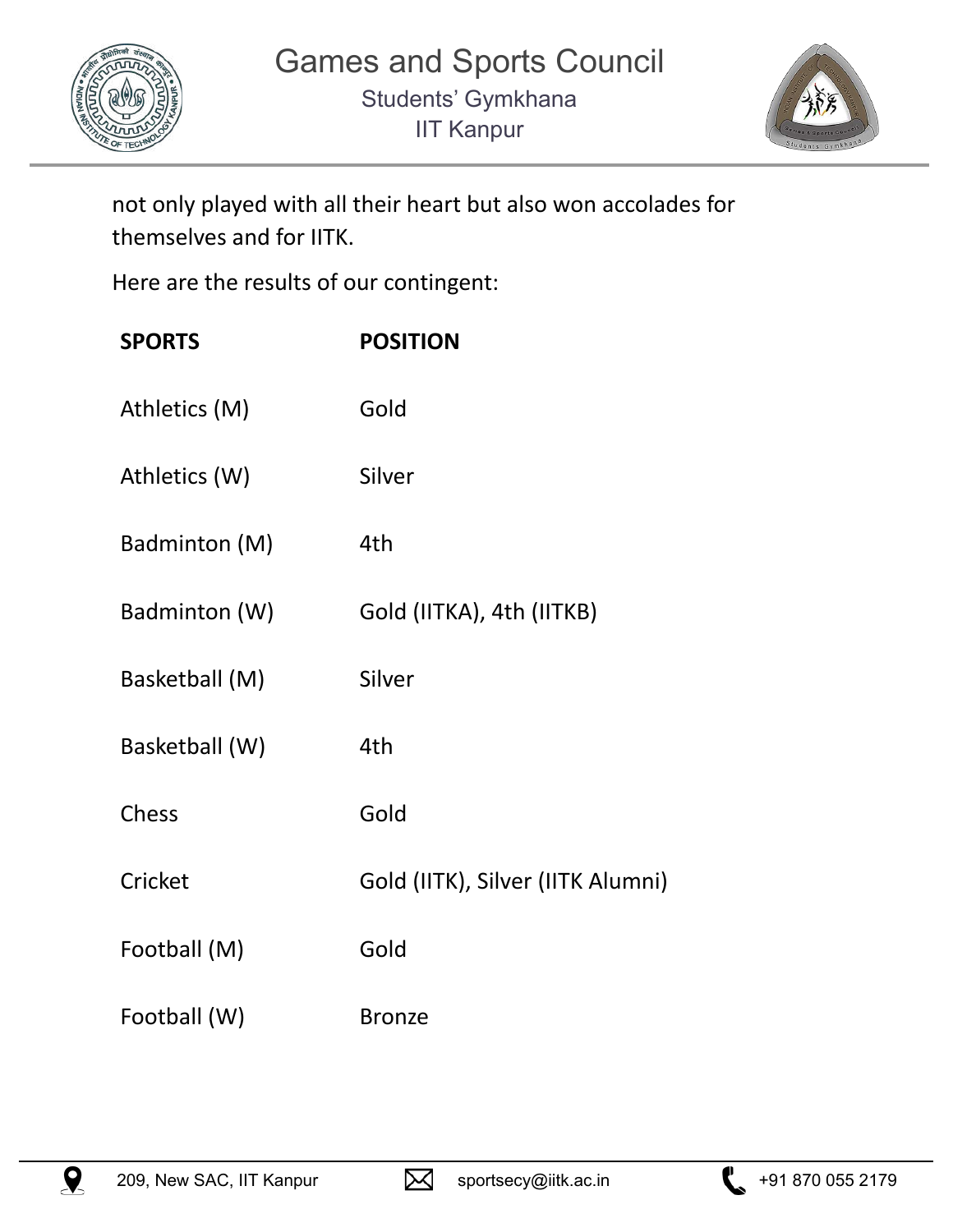not only played with all their heart but also won accolades for themselves and for IITK.

Here are the results of our contingent:

| SPORTS | POSITION |
|---|---|
| Athletics (M) | Gold |
| Athletics (W) | Silver |
| Badminton (M) | 4th |
| Badminton (W) | Gold (IITKA), 4th (IITKB) |
| Basketball (M) | Silver |
| Basketball (W) | 4th |
| Chess | Gold |
| Cricket | Gold (IITK), Silver (IITK Alumni) |
| Football (M) | Gold |
| Football (W) | Bronze |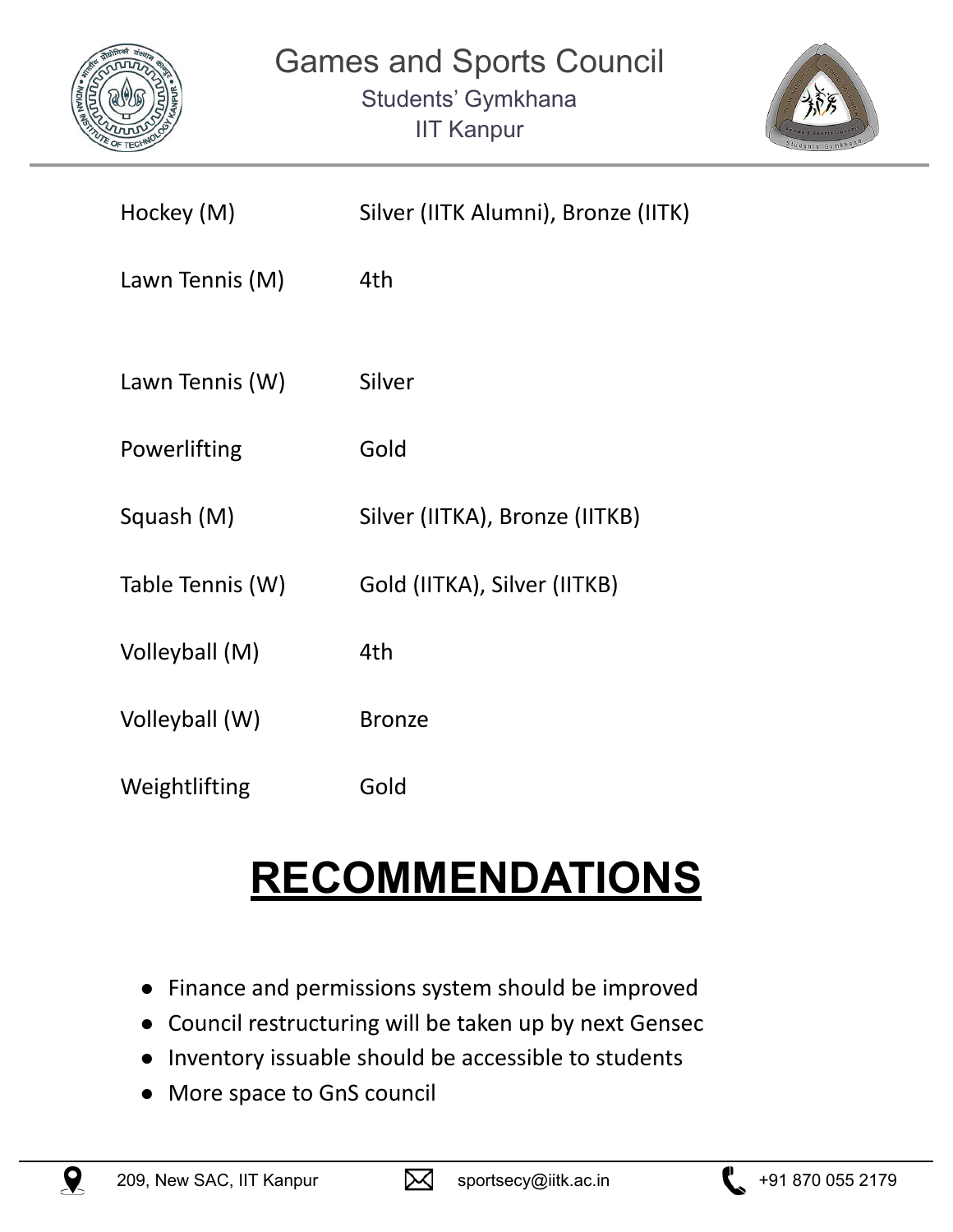| | |
|---|---|
| Hockey (M) | Silver (IITK Alumni), Bronze (IITK) |
| Lawn Tennis (M) | 4th |
| Lawn Tennis (W) | Silver |
| Powerlifting | Gold |
| Squash (M) | Silver (IITKA), Bronze (IITKB) |
| Table Tennis (W) | Gold (IITKA), Silver (IITKB) |
| Volleyball (M) | 4th |
| Volleyball (W) | Bronze |
| Weightlifting | Gold |

# RECOMMENDATIONS

- Finance and permissions system should be improved
- Council restructuring will be taken up by next Gensec
- Inventory issuable should be accessible to students
- More space to GnS council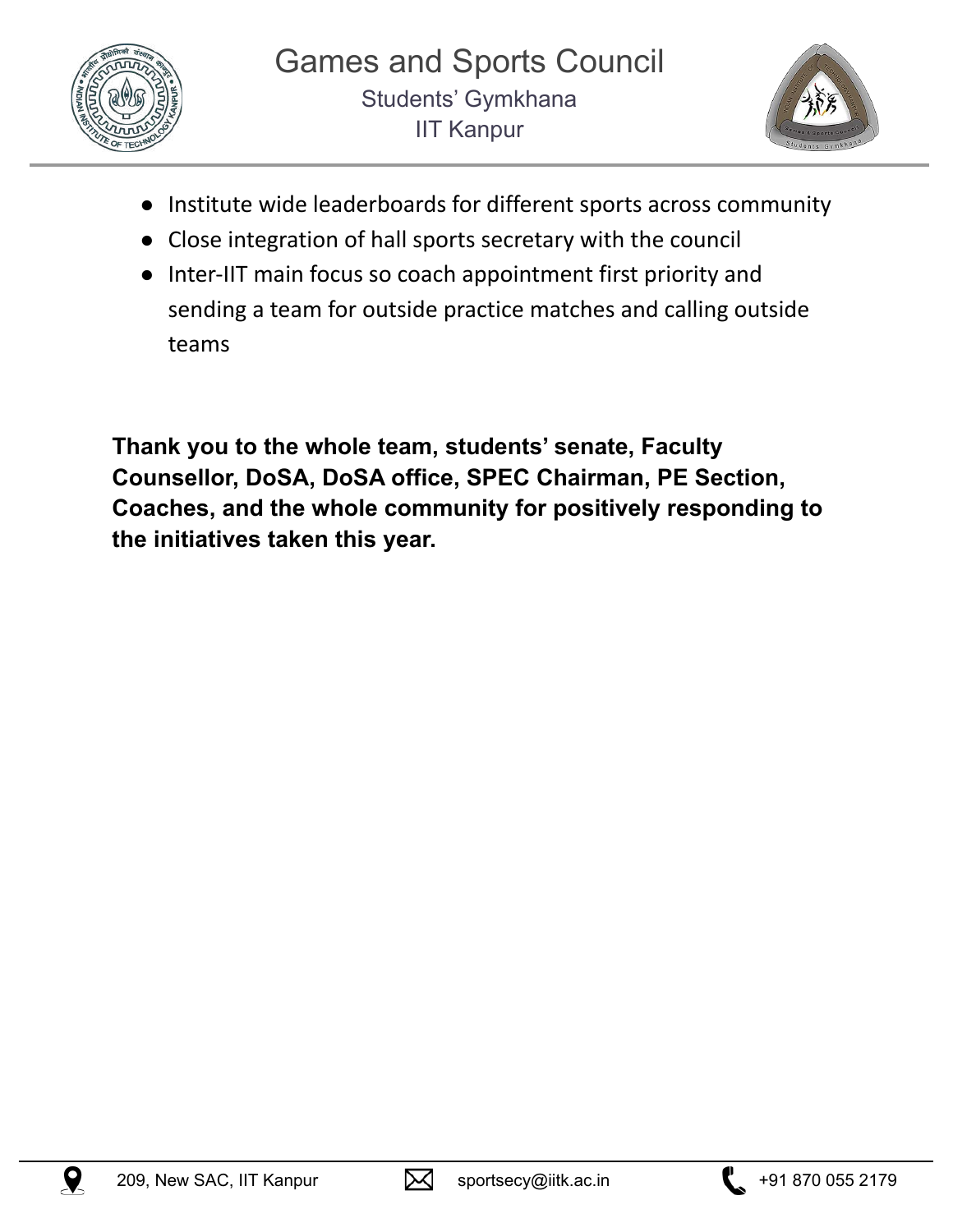- Institute wide leaderboards for different sports across community
- Close integration of hall sports secretary with the council
- Inter-IIT main focus so coach appointment first priority and sending a team for outside practice matches and calling outside teams

**Thank you to the whole team, students' senate, Faculty Counsellor, DoSA, DoSA office, SPEC Chairman, PE Section, Coaches, and the whole community for positively responding to the initiatives taken this year.**